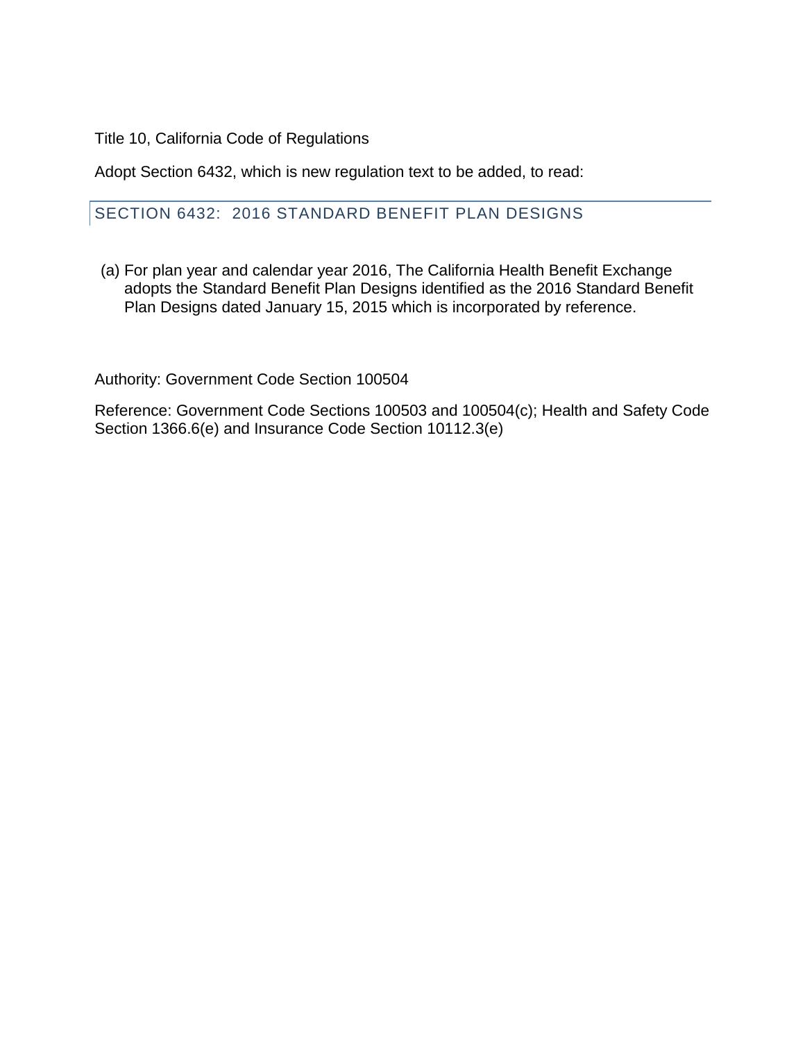Title 10, California Code of Regulations

Adopt Section 6432, which is new regulation text to be added, to read:

## SECTION 6432: 2016 STANDARD BENEFIT PLAN DESIGNS

(a) For plan year and calendar year 2016, The California Health Benefit Exchange adopts the Standard Benefit Plan Designs identified as the 2016 Standard Benefit Plan Designs dated January 15, 2015 which is incorporated by reference.

Authority: Government Code Section 100504

Reference: Government Code Sections 100503 and 100504(c); Health and Safety Code Section 1366.6(e) and Insurance Code Section 10112.3(e)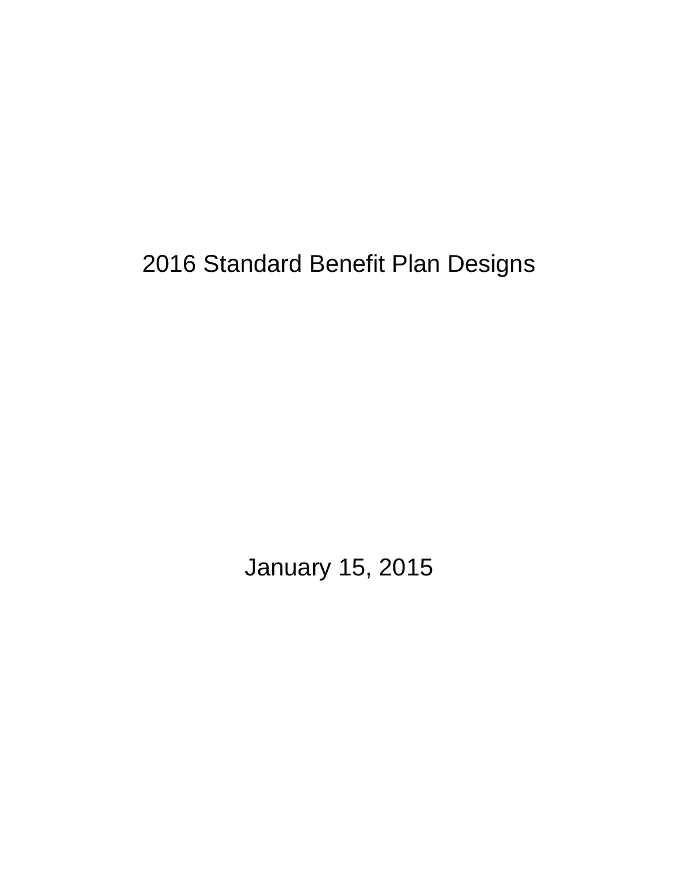# 2016 Standard Benefit Plan Designs

January 15, 2015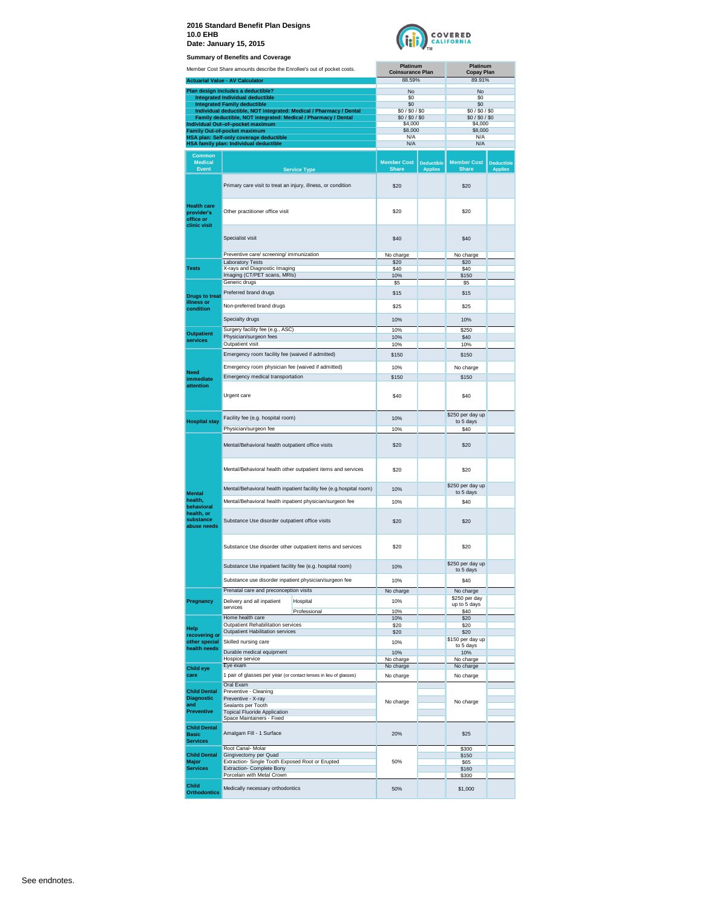**2016 Standard Benefit Plan Designs**
**10.0 EHB**
**Date: January 15, 2015**

**Summary of Benefits and Coverage**

| Member Cost Share amounts describe the Enrollee's out of pocket costs. | Platinum Coinsurance Plan | Platinum Copay Plan |
|---|---|---|
| **Actuarial Value - AV Calculator** | 88.59% | 89.91% |
| **Plan design includes a deductible?** | No | No |
| **Integrated Individual deductible** | $0 | $0 |
| **Integrated Family deductible** | $0 | $0 |
| **Individual deductible, NOT integrated: Medical / Pharmacy / Dental** | $0 / $0 / $0 | $0 / $0 / $0 |
| **Family deductible, NOT integrated: Medical / Pharmacy / Dental** | $0 / $0 / $0 | $0 / $0 / $0 |
| **Individual Out–of–pocket maximum** | $4,000 | $4,000 |
| **Family Out-of-pocket maximum** | $8,000 | $8,000 |
| **HSA plan: Self-only coverage deductible** | N/A | N/A |
| **HSA family plan: Individual deductible** | N/A | N/A |

| Common Medical Event | Service Type | Platinum Coinsurance Plan Member Cost Share | Platinum Coinsurance Plan Deductible Applies | Platinum Copay Plan Member Cost Share | Platinum Copay Plan Deductible Applies |
|---|---|---|---|---|---|
| **Health care provider's office or clinic visit** | Primary care visit to treat an injury, illness, or condition | $20 | | $20 | |
| | Other practitioner office visit | $20 | | $20 | |
| | Specialist visit | $40 | | $40 | |
| | Preventive care/ screening/ immunization | No charge | | No charge | |
| **Tests** | Laboratory Tests | $20 | | $20 | |
| | X-rays and Diagnostic Imaging | $40 | | $40 | |
| | Imaging (CT/PET scans, MRIs) | 10% | | $150 | |
| **Drugs to treat illness or condition** | Generic drugs | $5 | | $5 | |
| | Preferred brand drugs | $15 | | $15 | |
| | Non-preferred brand drugs | $25 | | $25 | |
| | Specialty drugs | 10% | | 10% | |
| **Outpatient services** | Surgery facility fee (e.g., ASC) | 10% | | $250 | |
| | Physician/surgeon fees | 10% | | $40 | |
| | Outpatient visit | 10% | | 10% | |
| **Need immediate attention** | Emergency room facility fee (waived if admitted) | $150 | | $150 | |
| | Emergency room physician fee (waived if admitted) | 10% | | No charge | |
| | Emergency medical transportation | $150 | | $150 | |
| | Urgent care | $40 | | $40 | |
| **Hospital stay** | Facility fee (e.g. hospital room) | 10% | | $250 per day up to 5 days | |
| | Physician/surgeon fee | 10% | | $40 | |
| **Mental health, behavioral health, or substance abuse needs** | Mental/Behavioral health outpatient office visits | $20 | | $20 | |
| | Mental/Behavioral health other outpatient items and services | $20 | | $20 | |
| | Mental/Behavioral health inpatient facility fee (e.g.hospital room) | 10% | | $250 per day up to 5 days | |
| | Mental/Behavioral health inpatient physician/surgeon fee | 10% | | $40 | |
| | Substance Use disorder outpatient office visits | $20 | | $20 | |
| | Substance Use disorder other outpatient items and services | $20 | | $20 | |
| | Substance Use inpatient facility fee (e.g. hospital room) | 10% | | $250 per day up to 5 days | |
| | Substance use disorder inpatient physician/surgeon fee | 10% | | $40 | |
| **Pregnancy** | Prenatal care and preconception visits | No charge | | No charge | |
| | Delivery and all inpatient services – Hospital | 10% | | $250 per day up to 5 days | |
| | Delivery and all inpatient services – Professional | 10% | | $40 | |
| **Help recovering or other special health needs** | Home health care | 10% | | $20 | |
| | Outpatient Rehabilitation services | $20 | | $20 | |
| | Outpatient Habilitation services | $20 | | $20 | |
| | Skilled nursing care | 10% | | $150 per day up to 5 days | |
| | Durable medical equipment | 10% | | 10% | |
| | Hospice service | No charge | | No charge | |
| **Child eye care** | Eye exam | No charge | | No charge | |
| | 1 pair of glasses per year (or contact lenses in lieu of glasses) | No charge | | No charge | |
| **Child Dental Diagnostic and Preventive** | Oral Exam | No charge | | No charge | |
| | Preventive - Cleaning | No charge | | No charge | |
| | Preventive - X-ray | No charge | | No charge | |
| | Sealants per Tooth | No charge | | No charge | |
| | Topical Fluoride Application | No charge | | No charge | |
| | Space Maintainers - Fixed | No charge | | No charge | |
| **Child Dental Basic Services** | Amalgam Fill - 1 Surface | 20% | | $25 | |
| **Child Dental Major Services** | Root Canal- Molar | 50% | | $300 | |
| | Gingivectomy per Quad | 50% | | $150 | |
| | Extraction- Single Tooth Exposed Root or Erupted | 50% | | $65 | |
| | Extraction- Complete Bony | 50% | | $160 | |
| | Porcelain with Metal Crown | 50% | | $300 | |
| **Child Orthodontics** | Medically necessary orthodontics | 50% | | $1,000 | |

See endnotes.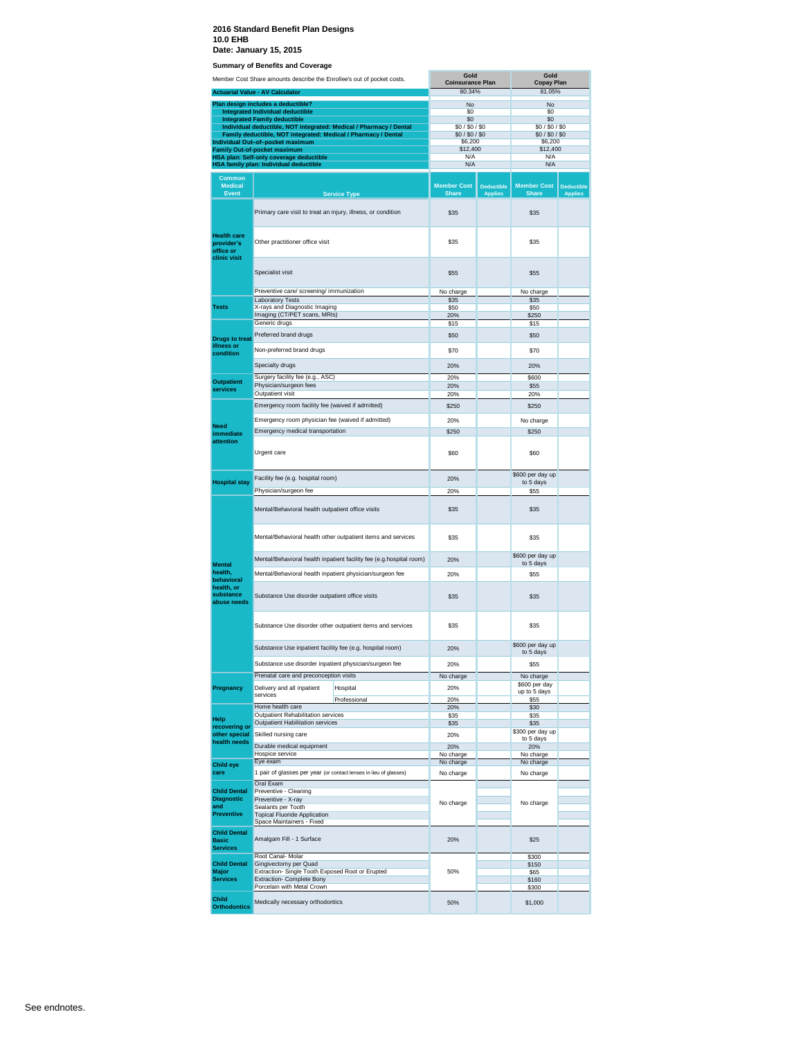**2016 Standard Benefit Plan Designs**
**10.0 EHB**
**Date: January 15, 2015**

**Summary of Benefits and Coverage**

| Member Cost Share amounts describe the Enrollee's out of pocket costs. | Gold Coinsurance Plan | Gold Copay Plan |
|---|---|---|
| **Actuarial Value - AV Calculator** | 80.34% | 81.05% |
| **Plan design includes a deductible?** | No | No |
| **Integrated Individual deductible** | $0 | $0 |
| **Integrated Family deductible** | $0 | $0 |
| **Individual deductible, NOT integrated: Medical / Pharmacy / Dental** | $0 / $0 / $0 | $0 / $0 / $0 |
| **Family deductible, NOT integrated: Medical / Pharmacy / Dental** | $0 / $0 / $0 | $0 / $0 / $0 |
| **Individual Out–of–pocket maximum** | $6,200 | $6,200 |
| **Family Out-of-pocket maximum** | $12,400 | $12,400 |
| **HSA plan: Self-only coverage deductible** | N/A | N/A |
| **HSA family plan: Individual deductible** | N/A | N/A |

| Common Medical Event | Service Type | Gold Coinsurance Plan Member Cost Share | Gold Coinsurance Plan Deductible Applies | Gold Copay Plan Member Cost Share | Gold Copay Plan Deductible Applies |
|---|---|---|---|---|---|
| **Health care provider's office or clinic visit** | Primary care visit to treat an injury, illness, or condition | $35 | | $35 | |
| | Other practitioner office visit | $35 | | $35 | |
| | Specialist visit | $55 | | $55 | |
| | Preventive care/ screening/ immunization | No charge | | No charge | |
| **Tests** | Laboratory Tests | $35 | | $35 | |
| | X-rays and Diagnostic Imaging | $50 | | $50 | |
| | Imaging (CT/PET scans, MRIs) | 20% | | $250 | |
| **Drugs to treat illness or condition** | Generic drugs | $15 | | $15 | |
| | Preferred brand drugs | $50 | | $50 | |
| | Non-preferred brand drugs | $70 | | $70 | |
| | Specialty drugs | 20% | | 20% | |
| **Outpatient services** | Surgery facility fee (e.g., ASC) | 20% | | $600 | |
| | Physician/surgeon fees | 20% | | $55 | |
| | Outpatient visit | 20% | | 20% | |
| **Need immediate attention** | Emergency room facility fee (waived if admitted) | $250 | | $250 | |
| | Emergency room physician fee (waived if admitted) | 20% | | No charge | |
| | Emergency medical transportation | $250 | | $250 | |
| | Urgent care | $60 | | $60 | |
| **Hospital stay** | Facility fee (e.g. hospital room) | 20% | | $600 per day up to 5 days | |
| | Physician/surgeon fee | 20% | | $55 | |
| **Mental health, behavioral health, or substance abuse needs** | Mental/Behavioral health outpatient office visits | $35 | | $35 | |
| | Mental/Behavioral health other outpatient items and services | $35 | | $35 | |
| | Mental/Behavioral health inpatient facility fee (e.g.hospital room) | 20% | | $600 per day up to 5 days | |
| | Mental/Behavioral health inpatient physician/surgeon fee | 20% | | $55 | |
| | Substance Use disorder outpatient office visits | $35 | | $35 | |
| | Substance Use disorder other outpatient items and services | $35 | | $35 | |
| | Substance Use inpatient facility fee (e.g. hospital room) | 20% | | $600 per day up to 5 days | |
| | Substance use disorder inpatient physician/surgeon fee | 20% | | $55 | |
| **Pregnancy** | Prenatal care and preconception visits | No charge | | No charge | |
| | Delivery and all inpatient services – Hospital | 20% | | $600 per day up to 5 days | |
| | Delivery and all inpatient services – Professional | 20% | | $55 | |
| **Help recovering or other special health needs** | Home health care | 20% | | $30 | |
| | Outpatient Rehabilitation services | $35 | | $35 | |
| | Outpatient Habilitation services | $35 | | $35 | |
| | Skilled nursing care | 20% | | $300 per day up to 5 days | |
| | Durable medical equipment | 20% | | 20% | |
| | Hospice service | No charge | | No charge | |
| **Child eye care** | Eye exam | No charge | | No charge | |
| | 1 pair of glasses per year (or contact lenses in lieu of glasses) | No charge | | No charge | |
| **Child Dental Diagnostic and Preventive** | Oral Exam | No charge | | No charge | |
| | Preventive - Cleaning | No charge | | No charge | |
| | Preventive - X-ray | No charge | | No charge | |
| | Sealants per Tooth | No charge | | No charge | |
| | Topical Fluoride Application | No charge | | No charge | |
| | Space Maintainers - Fixed | No charge | | No charge | |
| **Child Dental Basic Services** | Amalgam Fill - 1 Surface | 20% | | $25 | |
| **Child Dental Major Services** | Root Canal- Molar | 50% | | $300 | |
| | Gingivectomy per Quad | 50% | | $150 | |
| | Extraction- Single Tooth Exposed Root or Erupted | 50% | | $65 | |
| | Extraction- Complete Bony | 50% | | $160 | |
| | Porcelain with Metal Crown | 50% | | $300 | |
| **Child Orthodontics** | Medically necessary orthodontics | 50% | | $1,000 | |

See endnotes.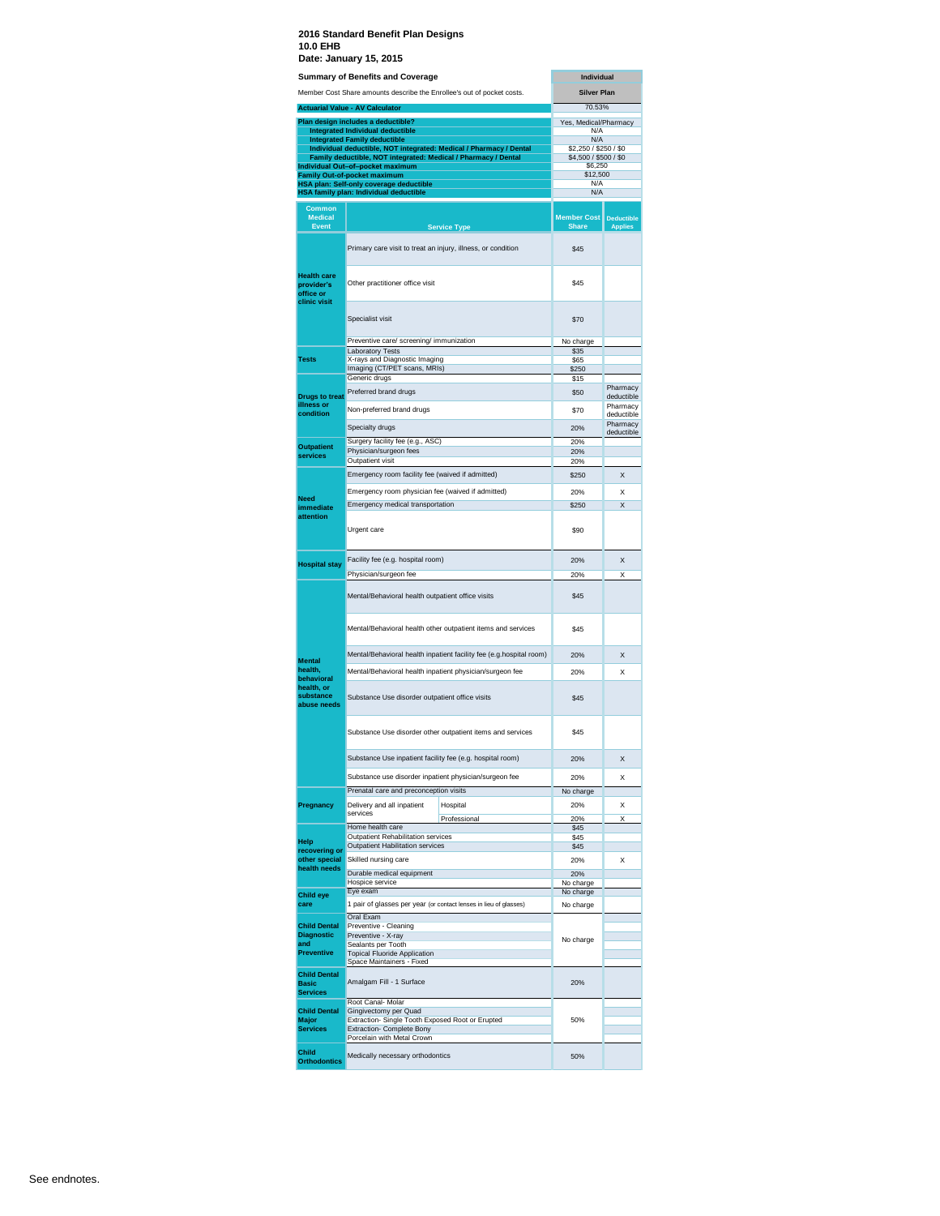**2016 Standard Benefit Plan Designs**
**10.0 EHB**
**Date: January 15, 2015**

| Summary of Benefits and Coverage | Individual |
|---|---|
| Member Cost Share amounts describe the Enrollee's out of pocket costs. | Silver Plan |
| Actuarial Value - AV Calculator | 70.53% |
| Plan design includes a deductible? | Yes, Medical/Pharmacy |
| Integrated Individual deductible | N/A |
| Integrated Family deductible | N/A |
| Individual deductible, NOT integrated: Medical / Pharmacy / Dental | $2,250 / $250 / $0 |
| Family deductible, NOT integrated: Medical / Pharmacy / Dental | $4,500 / $500 / $0 |
| Individual Out–of–pocket maximum | $6,250 |
| Family Out-of-pocket maximum | $12,500 |
| HSA plan: Self-only coverage deductible | N/A |
| HSA family plan: Individual deductible | N/A |

| Common Medical Event | Service Type | Member Cost Share | Deductible Applies |
|---|---|---|---|
| Health care provider's office or clinic visit | Primary care visit to treat an injury, illness, or condition | $45 | |
| | Other practitioner office visit | $45 | |
| | Specialist visit | $70 | |
| | Preventive care/ screening/ immunization | No charge | |
| Tests | Laboratory Tests | $35 | |
| | X-rays and Diagnostic Imaging | $65 | |
| | Imaging (CT/PET scans, MRIs) | $250 | |
| Drugs to treat illness or condition | Generic drugs | $15 | |
| | Preferred brand drugs | $50 | Pharmacy deductible |
| | Non-preferred brand drugs | $70 | Pharmacy deductible |
| | Specialty drugs | 20% | Pharmacy deductible |
| Outpatient services | Surgery facility fee (e.g., ASC) | 20% | |
| | Physician/surgeon fees | 20% | |
| | Outpatient visit | 20% | |
| Need immediate attention | Emergency room facility fee (waived if admitted) | $250 | X |
| | Emergency room physician fee (waived if admitted) | 20% | X |
| | Emergency medical transportation | $250 | X |
| | Urgent care | $90 | |
| Hospital stay | Facility fee (e.g. hospital room) | 20% | X |
| | Physician/surgeon fee | 20% | X |
| Mental health, behavioral health, or substance abuse needs | Mental/Behavioral health outpatient office visits | $45 | |
| | Mental/Behavioral health other outpatient items and services | $45 | |
| | Mental/Behavioral health inpatient facility fee (e.g.hospital room) | 20% | X |
| | Mental/Behavioral health inpatient physician/surgeon fee | 20% | X |
| | Substance Use disorder outpatient office visits | $45 | |
| | Substance Use disorder other outpatient items and services | $45 | |
| | Substance Use inpatient facility fee (e.g. hospital room) | 20% | X |
| | Substance use disorder inpatient physician/surgeon fee | 20% | X |
| Pregnancy | Prenatal care and preconception visits | No charge | |
| | Delivery and all inpatient services – Hospital | 20% | X |
| | Delivery and all inpatient services – Professional | 20% | X |
| Help recovering or other special health needs | Home health care | $45 | |
| | Outpatient Rehabilitation services | $45 | |
| | Outpatient Habilitation services | $45 | |
| | Skilled nursing care | 20% | X |
| | Durable medical equipment | 20% | |
| | Hospice service | No charge | |
| Child eye care | Eye exam | No charge | |
| | 1 pair of glasses per year (or contact lenses in lieu of glasses) | No charge | |
| Child Dental Diagnostic and Preventive | Oral Exam | No charge | |
| | Preventive - Cleaning | | |
| | Preventive - X-ray | | |
| | Sealants per Tooth | | |
| | Topical Fluoride Application | | |
| | Space Maintainers - Fixed | | |
| Child Dental Basic Services | Amalgam Fill - 1 Surface | 20% | |
| Child Dental Major Services | Root Canal- Molar | 50% | |
| | Gingivectomy per Quad | | |
| | Extraction- Single Tooth Exposed Root or Erupted | | |
| | Extraction- Complete Bony | | |
| | Porcelain with Metal Crown | | |
| Child Orthodontics | Medically necessary orthodontics | 50% | |

See endnotes.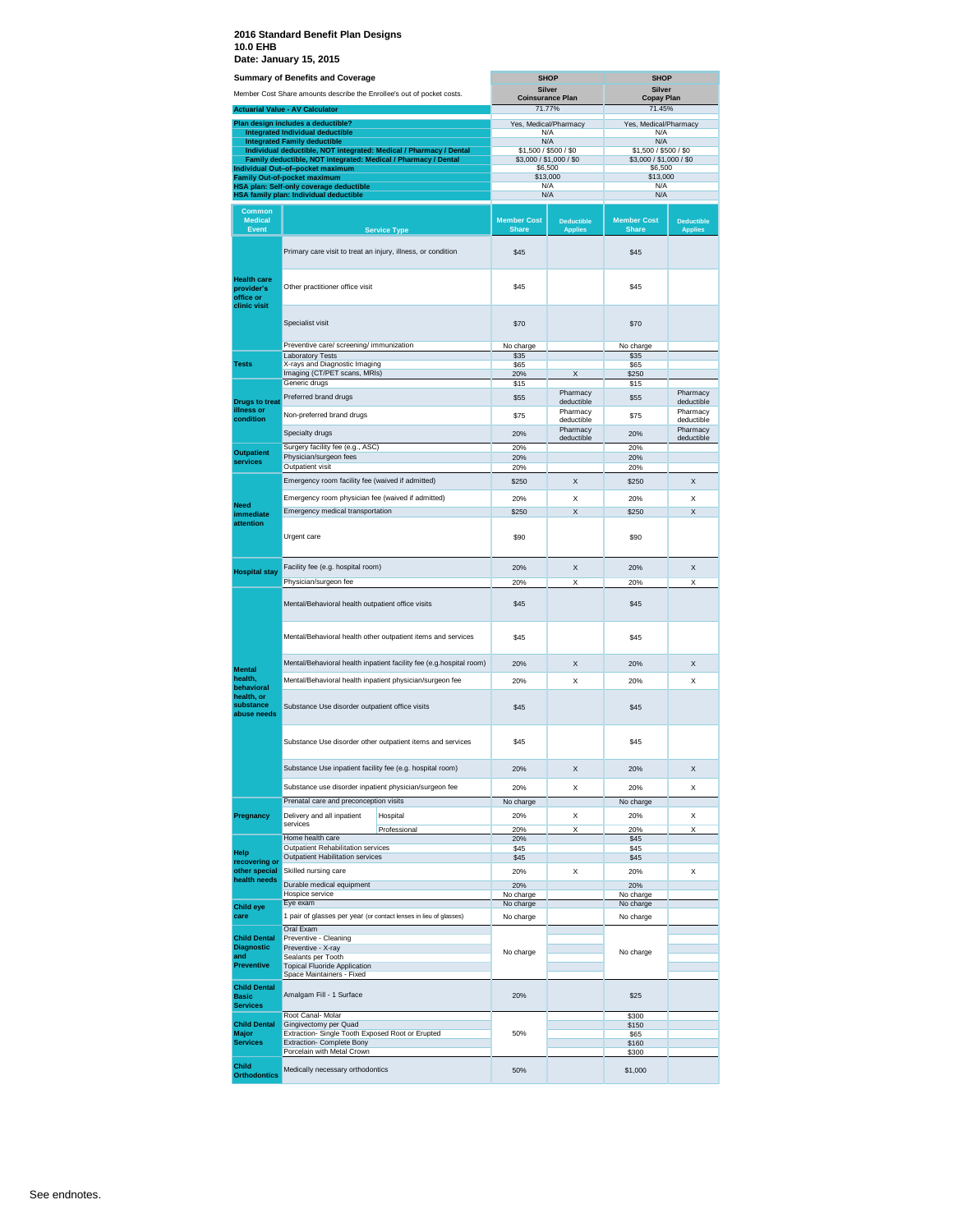**2016 Standard Benefit Plan Designs**
**10.0 EHB**
**Date: January 15, 2015**

| Summary of Benefits and Coverage | SHOP | SHOP |
|---|---|---|
| Member Cost Share amounts describe the Enrollee's out of pocket costs. | Silver Coinsurance Plan | Silver Copay Plan |
| **Actuarial Value - AV Calculator** | 71.77% | 71.45% |
| **Plan design includes a deductible?** | Yes, Medical/Pharmacy | Yes, Medical/Pharmacy |
| **Integrated Individual deductible** | N/A | N/A |
| **Integrated Family deductible** | N/A | N/A |
| **Individual deductible, NOT integrated: Medical / Pharmacy / Dental** | $1,500 / $500 / $0 | $1,500 / $500 / $0 |
| **Family deductible, NOT integrated: Medical / Pharmacy / Dental** | $3,000 / $1,000 / $0 | $3,000 / $1,000 / $0 |
| **Individual Out-of-pocket maximum** | $6,500 | $6,500 |
| **Family Out-of-pocket maximum** | $13,000 | $13,000 |
| **HSA plan: Self-only coverage deductible** | N/A | N/A |
| **HSA family plan: Individual deductible** | N/A | N/A |

| Common Medical Event | Service Type | Coinsurance Plan: Member Cost Share | Coinsurance Plan: Deductible Applies | Copay Plan: Member Cost Share | Copay Plan: Deductible Applies |
|---|---|---|---|---|---|
| **Health care provider's office or clinic visit** | Primary care visit to treat an injury, illness, or condition | $45 | | $45 | |
| | Other practitioner office visit | $45 | | $45 | |
| | Specialist visit | $70 | | $70 | |
| | Preventive care/ screening/ immunization | No charge | | No charge | |
| **Tests** | Laboratory Tests | $35 | | $35 | |
| | X-rays and Diagnostic Imaging | $65 | | $65 | |
| | Imaging (CT/PET scans, MRIs) | 20% | X | $250 | |
| **Drugs to treat illness or condition** | Generic drugs | $15 | | $15 | |
| | Preferred brand drugs | $55 | Pharmacy deductible | $55 | Pharmacy deductible |
| | Non-preferred brand drugs | $75 | Pharmacy deductible | $75 | Pharmacy deductible |
| | Specialty drugs | 20% | Pharmacy deductible | 20% | Pharmacy deductible |
| **Outpatient services** | Surgery facility fee (e.g., ASC) | 20% | | 20% | |
| | Physician/surgeon fees | 20% | | 20% | |
| | Outpatient visit | 20% | | 20% | |
| **Need immediate attention** | Emergency room facility fee (waived if admitted) | $250 | X | $250 | X |
| | Emergency room physician fee (waived if admitted) | 20% | X | 20% | X |
| | Emergency medical transportation | $250 | X | $250 | X |
| | Urgent care | $90 | | $90 | |
| **Hospital stay** | Facility fee (e.g. hospital room) | 20% | X | 20% | X |
| | Physician/surgeon fee | 20% | X | 20% | X |
| **Mental health, behavioral health, or substance abuse needs** | Mental/Behavioral health outpatient office visits | $45 | | $45 | |
| | Mental/Behavioral health other outpatient items and services | $45 | | $45 | |
| | Mental/Behavioral health inpatient facility fee (e.g.hospital room) | 20% | X | 20% | X |
| | Mental/Behavioral health inpatient physician/surgeon fee | 20% | X | 20% | X |
| | Substance Use disorder outpatient office visits | $45 | | $45 | |
| | Substance Use disorder other outpatient items and services | $45 | | $45 | |
| | Substance Use inpatient facility fee (e.g. hospital room) | 20% | X | 20% | X |
| | Substance use disorder inpatient physician/surgeon fee | 20% | X | 20% | X |
| **Pregnancy** | Prenatal care and preconception visits | No charge | | No charge | |
| | Delivery and all inpatient services - Hospital | 20% | X | 20% | X |
| | Delivery and all inpatient services - Professional | 20% | X | 20% | X |
| **Help recovering or other special health needs** | Home health care | 20% | | $45 | |
| | Outpatient Rehabilitation services | $45 | | $45 | |
| | Outpatient Habilitation services | $45 | | $45 | |
| | Skilled nursing care | 20% | X | 20% | X |
| | Durable medical equipment | 20% | | 20% | |
| | Hospice service | No charge | | No charge | |
| **Child eye care** | Eye exam | No charge | | No charge | |
| | 1 pair of glasses per year (or contact lenses in lieu of glasses) | No charge | | No charge | |
| **Child Dental Diagnostic and Preventive** | Oral Exam | No charge | | No charge | |
| | Preventive - Cleaning | | | | |
| | Preventive - X-ray | | | | |
| | Sealants per Tooth | | | | |
| | Topical Fluoride Application | | | | |
| | Space Maintainers - Fixed | | | | |
| **Child Dental Basic Services** | Amalgam Fill - 1 Surface | 20% | | $25 | |
| **Child Dental Major Services** | Root Canal- Molar | 50% | | $300 | |
| | Gingivectomy per Quad | | | $150 | |
| | Extraction- Single Tooth Exposed Root or Erupted | | | $65 | |
| | Extraction- Complete Bony | | | $160 | |
| | Porcelain with Metal Crown | | | $300 | |
| **Child Orthodontics** | Medically necessary orthodontics | 50% | | $1,000 | |

See endnotes.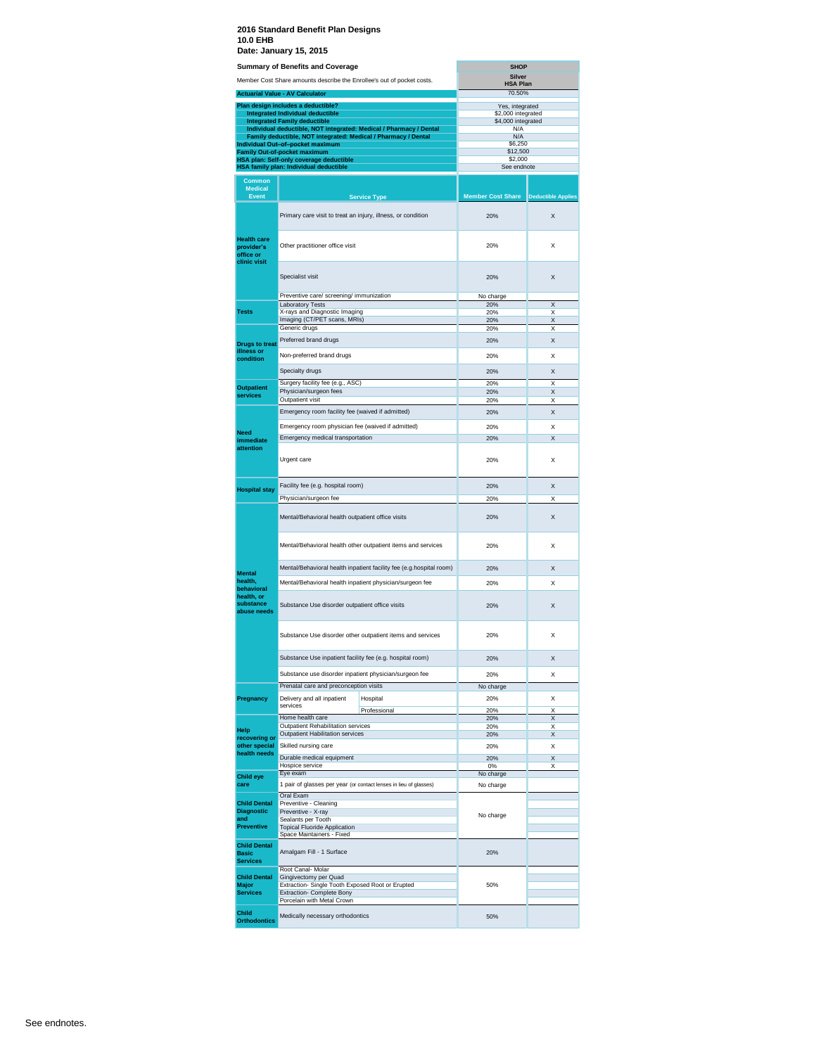**2016 Standard Benefit Plan Designs**
**10.0 EHB**
**Date: January 15, 2015**

| Summary of Benefits and Coverage | SHOP |
|---|---|
| Member Cost Share amounts describe the Enrollee's out of pocket costs. | Silver HSA Plan |
| Actuarial Value - AV Calculator | 70.50% |
| Plan design includes a deductible? | Yes, integrated |
| Integrated Individual deductible | $2,000 integrated |
| Integrated Family deductible | $4,000 integrated |
| Individual deductible, NOT integrated: Medical / Pharmacy / Dental | N/A |
| Family deductible, NOT integrated: Medical / Pharmacy / Dental | N/A |
| Individual Out-of-pocket maximum | $6,250 |
| Family Out-of-pocket maximum | $12,500 |
| HSA plan: Self-only coverage deductible | $2,000 |
| HSA family plan: Individual deductible | See endnote |

| Common Medical Event | Service Type | | Member Cost Share | Deductible Applies |
|---|---|---|---|---|
| Health care provider's office or clinic visit | Primary care visit to treat an injury, illness, or condition | | 20% | X |
| | Other practitioner office visit | | 20% | X |
| | Specialist visit | | 20% | X |
| | Preventive care/ screening/ immunization | | No charge | |
| Tests | Laboratory Tests | | 20% | X |
| | X-rays and Diagnostic Imaging | | 20% | X |
| | Imaging (CT/PET scans, MRIs) | | 20% | X |
| Drugs to treat illness or condition | Generic drugs | | 20% | X |
| | Preferred brand drugs | | 20% | X |
| | Non-preferred brand drugs | | 20% | X |
| | Specialty drugs | | 20% | X |
| Outpatient services | Surgery facility fee (e.g., ASC) | | 20% | X |
| | Physician/surgeon fees | | 20% | X |
| | Outpatient visit | | 20% | X |
| Need immediate attention | Emergency room facility fee (waived if admitted) | | 20% | X |
| | Emergency room physician fee (waived if admitted) | | 20% | X |
| | Emergency medical transportation | | 20% | X |
| | Urgent care | | 20% | X |
| Hospital stay | Facility fee (e.g. hospital room) | | 20% | X |
| | Physician/surgeon fee | | 20% | X |
| Mental health, behavioral health, or substance abuse needs | Mental/Behavioral health outpatient office visits | | 20% | X |
| | Mental/Behavioral health other outpatient items and services | | 20% | X |
| | Mental/Behavioral health inpatient facility fee (e.g.hospital room) | | 20% | X |
| | Mental/Behavioral health inpatient physician/surgeon fee | | 20% | X |
| | Substance Use disorder outpatient office visits | | 20% | X |
| | Substance Use disorder other outpatient items and services | | 20% | X |
| | Substance Use inpatient facility fee (e.g. hospital room) | | 20% | X |
| | Substance use disorder inpatient physician/surgeon fee | | 20% | X |
| Pregnancy | Prenatal care and preconception visits | | No charge | |
| | Delivery and all inpatient services | Hospital | 20% | X |
| | | Professional | 20% | X |
| Help recovering or other special health needs | Home health care | | 20% | X |
| | Outpatient Rehabilitation services | | 20% | X |
| | Outpatient Habilitation services | | 20% | X |
| | Skilled nursing care | | 20% | X |
| | Durable medical equipment | | 20% | X |
| | Hospice service | | 0% | X |
| Child eye care | Eye exam | | No charge | |
| | 1 pair of glasses per year (or contact lenses in lieu of glasses) | | No charge | |
| Child Dental Diagnostic and Preventive | Oral Exam | | No charge | |
| | Preventive - Cleaning | | | |
| | Preventive - X-ray | | | |
| | Sealants per Tooth | | | |
| | Topical Fluoride Application | | | |
| | Space Maintainers - Fixed | | | |
| Child Dental Basic Services | Amalgam Fill - 1 Surface | | 20% | |
| Child Dental Major Services | Root Canal- Molar | | 50% | |
| | Gingivectomy per Quad | | | |
| | Extraction- Single Tooth Exposed Root or Erupted | | | |
| | Extraction- Complete Bony | | | |
| | Porcelain with Metal Crown | | | |
| Child Orthodontics | Medically necessary orthodontics | | 50% | |

See endnotes.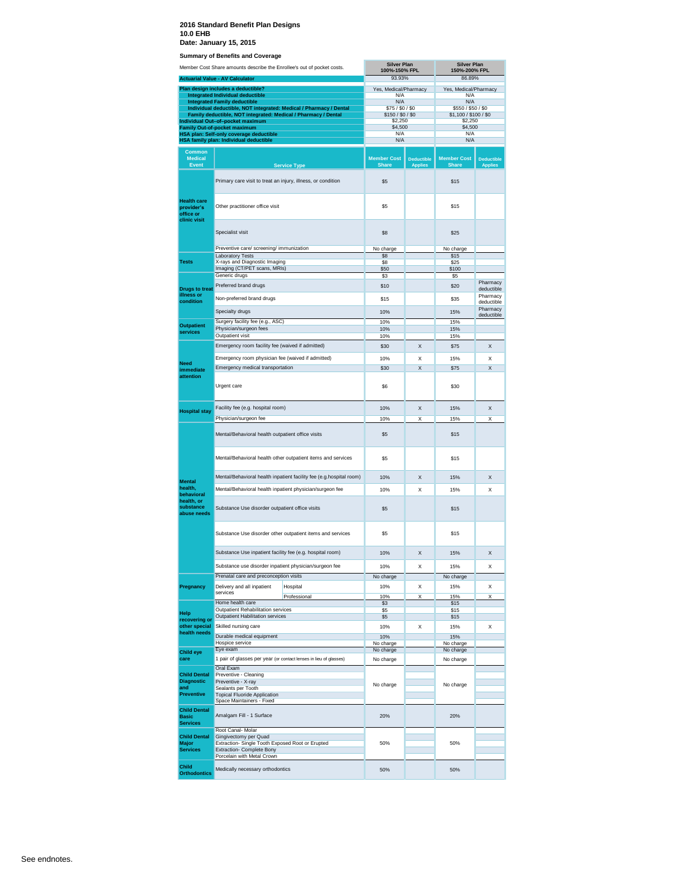**2016 Standard Benefit Plan Designs**
**10.0 EHB**
**Date: January 15, 2015**

**Summary of Benefits and Coverage**

| Member Cost Share amounts describe the Enrollee's out of pocket costs. | Silver Plan 100%-150% FPL | Silver Plan 150%-200% FPL |
|---|---|---|
| **Actuarial Value - AV Calculator** | 93.93% | 86.89% |
| **Plan design includes a deductible?** | Yes, Medical/Pharmacy | Yes, Medical/Pharmacy |
| **Integrated Individual deductible** | N/A | N/A |
| **Integrated Family deductible** | N/A | N/A |
| **Individual deductible, NOT integrated: Medical / Pharmacy / Dental** | $75 / $0 / $0 | $550 / $50 / $0 |
| **Family deductible, NOT integrated: Medical / Pharmacy / Dental** | $150 / $0 / $0 | $1,100 / $100 / $0 |
| **Individual Out-of-pocket maximum** | $2,250 | $2,250 |
| **Family Out-of-pocket maximum** | $4,500 | $4,500 |
| **HSA plan: Self-only coverage deductible** | N/A | N/A |
| **HSA family plan: Individual deductible** | N/A | N/A |

| Common Medical Event | Service Type | Member Cost Share (100%-150% FPL) | Deductible Applies (100%-150% FPL) | Member Cost Share (150%-200% FPL) | Deductible Applies (150%-200% FPL) |
|---|---|---|---|---|---|
| **Health care provider's office or clinic visit** | Primary care visit to treat an injury, illness, or condition | $5 | | $15 | |
| | Other practitioner office visit | $5 | | $15 | |
| | Specialist visit | $8 | | $25 | |
| | Preventive care/ screening/ immunization | No charge | | No charge | |
| **Tests** | Laboratory Tests | $8 | | $15 | |
| | X-rays and Diagnostic Imaging | $8 | | $25 | |
| | Imaging (CT/PET scans, MRIs) | $50 | | $100 | |
| **Drugs to treat illness or condition** | Generic drugs | $3 | | $5 | |
| | Preferred brand drugs | $10 | | $20 | Pharmacy deductible |
| | Non-preferred brand drugs | $15 | | $35 | Pharmacy deductible |
| | Specialty drugs | 10% | | 15% | Pharmacy deductible |
| **Outpatient services** | Surgery facility fee (e.g., ASC) | 10% | | 15% | |
| | Physician/surgeon fees | 10% | | 15% | |
| | Outpatient visit | 10% | | 15% | |
| **Need immediate attention** | Emergency room facility fee (waived if admitted) | $30 | X | $75 | X |
| | Emergency room physician fee (waived if admitted) | 10% | X | 15% | X |
| | Emergency medical transportation | $30 | X | $75 | X |
| | Urgent care | $6 | | $30 | |
| **Hospital stay** | Facility fee (e.g. hospital room) | 10% | X | 15% | X |
| | Physician/surgeon fee | 10% | X | 15% | X |
| **Mental health, behavioral health, or substance abuse needs** | Mental/Behavioral health outpatient office visits | $5 | | $15 | |
| | Mental/Behavioral health other outpatient items and services | $5 | | $15 | |
| | Mental/Behavioral health inpatient facility fee (e.g.hospital room) | 10% | X | 15% | X |
| | Mental/Behavioral health inpatient physician/surgeon fee | 10% | X | 15% | X |
| | Substance Use disorder outpatient office visits | $5 | | $15 | |
| | Substance Use disorder other outpatient items and services | $5 | | $15 | |
| | Substance Use inpatient facility fee (e.g. hospital room) | 10% | X | 15% | X |
| | Substance use disorder inpatient physician/surgeon fee | 10% | X | 15% | X |
| **Pregnancy** | Prenatal care and preconception visits | No charge | | No charge | |
| | Delivery and all inpatient services – Hospital | 10% | X | 15% | X |
| | Delivery and all inpatient services – Professional | 10% | X | 15% | X |
| **Help recovering or other special health needs** | Home health care | $3 | | $15 | |
| | Outpatient Rehabilitation services | $5 | | $15 | |
| | Outpatient Habilitation services | $5 | | $15 | |
| | Skilled nursing care | 10% | X | 15% | X |
| | Durable medical equipment | 10% | | 15% | |
| | Hospice service | No charge | | No charge | |
| **Child eye care** | Eye exam | No charge | | No charge | |
| | 1 pair of glasses per year (or contact lenses in lieu of glasses) | No charge | | No charge | |
| **Child Dental Diagnostic and Preventive** | Oral Exam | No charge | | No charge | |
| | Preventive - Cleaning | | | | |
| | Preventive - X-ray | | | | |
| | Sealants per Tooth | | | | |
| | Topical Fluoride Application | | | | |
| | Space Maintainers - Fixed | | | | |
| **Child Dental Basic Services** | Amalgam Fill - 1 Surface | 20% | | 20% | |
| **Child Dental Major Services** | Root Canal- Molar | 50% | | 50% | |
| | Gingivectomy per Quad | | | | |
| | Extraction- Single Tooth Exposed Root or Erupted | | | | |
| | Extraction- Complete Bony | | | | |
| | Porcelain with Metal Crown | | | | |
| **Child Orthodontics** | Medically necessary orthodontics | 50% | | 50% | |

See endnotes.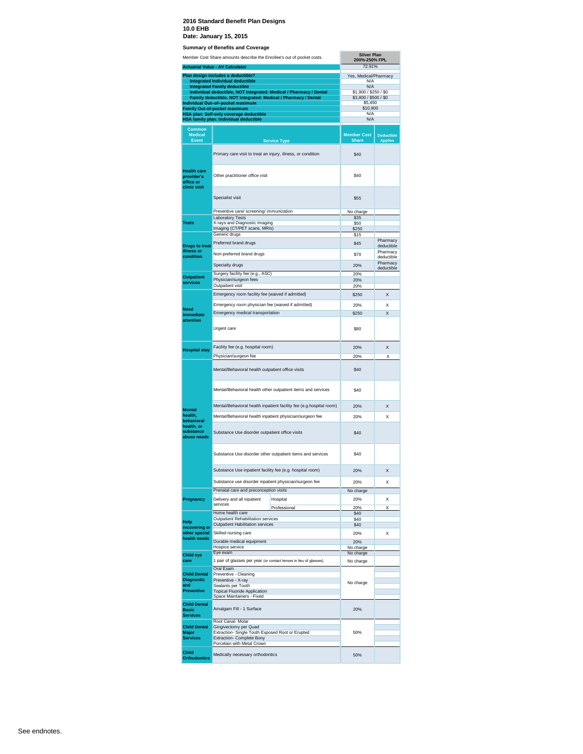**2016 Standard Benefit Plan Designs**
**10.0 EHB**
**Date: January 15, 2015**

**Summary of Benefits and Coverage**

| Member Cost Share amounts describe the Enrollee's out of pocket costs. | Silver Plan 200%-250% FPL |
|---|---|
| **Actuarial Value - AV Calculator** | 72.91% |
| **Plan design includes a deductible?** | Yes, Medical/Pharmacy |
| **Integrated Individual deductible** | N/A |
| **Integrated Family deductible** | N/A |
| **Individual deductible, NOT integrated: Medical / Pharmacy / Dental** | $1,900 / $250 / $0 |
| **Family deductible, NOT integrated: Medical / Pharmacy / Dental** | $3,800 / $500 / $0 |
| **Individual Out–of–pocket maximum** | $5,450 |
| **Family Out-of-pocket maximum** | $10,900 |
| **HSA plan: Self-only coverage deductible** | N/A |
| **HSA family plan: Individual deductible** | N/A |

| Common Medical Event | Service Type | Member Cost Share | Deductible Applies |
|---|---|---|---|
| **Health care provider's office or clinic visit** | Primary care visit to treat an injury, illness, or condition | $40 | |
| | Other practitioner office visit | $40 | |
| | Specialist visit | $55 | |
| | Preventive care/ screening/ immunization | No charge | |
| **Tests** | Laboratory Tests | $35 | |
| | X-rays and Diagnostic Imaging | $50 | |
| | Imaging (CT/PET scans, MRIs) | $250 | |
| **Drugs to treat illness or condition** | Generic drugs | $15 | |
| | Preferred brand drugs | $45 | Pharmacy deductible |
| | Non-preferred brand drugs | $70 | Pharmacy deductible |
| | Specialty drugs | 20% | Pharmacy deductible |
| **Outpatient services** | Surgery facility fee (e.g., ASC) | 20% | |
| | Physician/surgeon fees | 20% | |
| | Outpatient visit | 20% | |
| **Need immediate attention** | Emergency room facility fee (waived if admitted) | $250 | X |
| | Emergency room physician fee (waived if admitted) | 20% | X |
| | Emergency medical transportation | $250 | X |
| | Urgent care | $80 | |
| **Hospital stay** | Facility fee (e.g. hospital room) | 20% | X |
| | Physician/surgeon fee | 20% | X |
| **Mental health, behavioral health, or substance abuse needs** | Mental/Behavioral health outpatient office visits | $40 | |
| | Mental/Behavioral health other outpatient items and services | $40 | |
| | Mental/Behavioral health inpatient facility fee (e.g.hospital room) | 20% | X |
| | Mental/Behavioral health inpatient physician/surgeon fee | 20% | X |
| | Substance Use disorder outpatient office visits | $40 | |
| | Substance Use disorder other outpatient items and services | $40 | |
| | Substance Use inpatient facility fee (e.g. hospital room) | 20% | X |
| | Substance use disorder inpatient physician/surgeon fee | 20% | X |
| **Pregnancy** | Prenatal care and preconception visits | No charge | |
| | Delivery and all inpatient services – Hospital | 20% | X |
| | Delivery and all inpatient services – Professional | 20% | X |
| **Help recovering or other special health needs** | Home health care | $40 | |
| | Outpatient Rehabilitation services | $40 | |
| | Outpatient Habilitation services | $40 | |
| | Skilled nursing care | 20% | X |
| | Durable medical equipment | 20% | |
| | Hospice service | No charge | |
| **Child eye care** | Eye exam | No charge | |
| | 1 pair of glasses per year (or contact lenses in lieu of glasses) | No charge | |
| **Child Dental Diagnostic and Preventive** | Oral Exam | No charge | |
| | Preventive - Cleaning | | |
| | Preventive - X-ray | | |
| | Sealants per Tooth | | |
| | Topical Fluoride Application | | |
| | Space Maintainers - Fixed | | |
| **Child Dental Basic Services** | Amalgam Fill - 1 Surface | 20% | |
| **Child Dental Major Services** | Root Canal- Molar | 50% | |
| | Gingivectomy per Quad | | |
| | Extraction- Single Tooth Exposed Root or Erupted | | |
| | Extraction- Complete Bony | | |
| | Porcelain with Metal Crown | | |
| **Child Orthodontics** | Medically necessary orthodontics | 50% | |

See endnotes.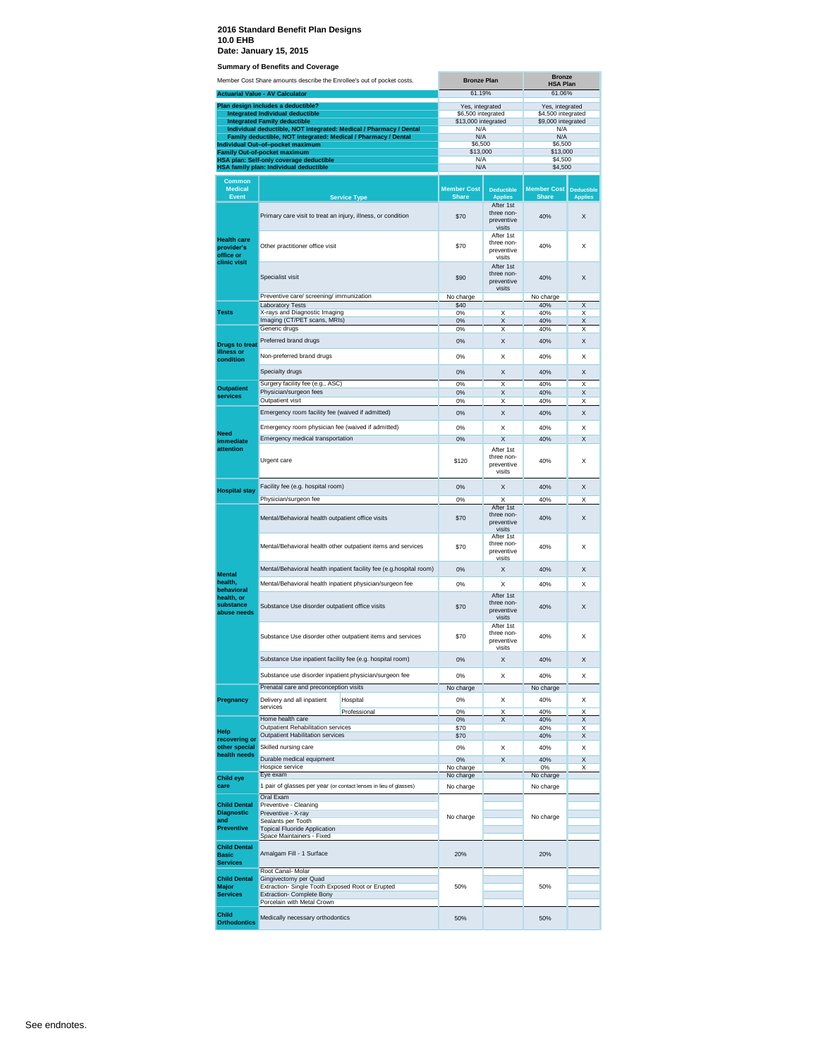**2016 Standard Benefit Plan Designs**
**10.0 EHB**
**Date: January 15, 2015**

**Summary of Benefits and Coverage**

| Member Cost Share amounts describe the Enrollee's out of pocket costs. | Bronze Plan | Bronze HSA Plan |
|---|---|---|
| **Actuarial Value - AV Calculator** | 61.19% | 61.06% |
| **Plan design includes a deductible?** | Yes, integrated | Yes, integrated |
| **Integrated Individual deductible** | $6,500 integrated | $4,500 integrated |
| **Integrated Family deductible** | $13,000 integrated | $9,000 integrated |
| **Individual deductible, NOT integrated: Medical / Pharmacy / Dental** | N/A | N/A |
| **Family deductible, NOT integrated: Medical / Pharmacy / Dental** | N/A | N/A |
| **Individual Out–of–pocket maximum** | $6,500 | $6,500 |
| **Family Out-of-pocket maximum** | $13,000 | $13,000 |
| **HSA plan: Self-only coverage deductible** | N/A | $4,500 |
| **HSA family plan: Individual deductible** | N/A | $4,500 |

| Common Medical Event | Service Type | | Bronze Plan Member Cost Share | Bronze Plan Deductible Applies | Bronze HSA Plan Member Cost Share | Bronze HSA Plan Deductible Applies |
|---|---|---|---|---|---|---|
| **Health care provider's office or clinic visit** | Primary care visit to treat an injury, illness, or condition | | $70 | After 1st three non-preventive visits | 40% | X |
| | Other practitioner office visit | | $70 | After 1st three non-preventive visits | 40% | X |
| | Specialist visit | | $90 | After 1st three non-preventive visits | 40% | X |
| | Preventive care/ screening/ immunization | | No charge | | No charge | |
| **Tests** | Laboratory Tests | | $40 | | 40% | X |
| | X-rays and Diagnostic Imaging | | 0% | X | 40% | X |
| | Imaging (CT/PET scans, MRIs) | | 0% | X | 40% | X |
| **Drugs to treat illness or condition** | Generic drugs | | 0% | X | 40% | X |
| | Preferred brand drugs | | 0% | X | 40% | X |
| | Non-preferred brand drugs | | 0% | X | 40% | X |
| | Specialty drugs | | 0% | X | 40% | X |
| **Outpatient services** | Surgery facility fee (e.g., ASC) | | 0% | X | 40% | X |
| | Physician/surgeon fees | | 0% | X | 40% | X |
| | Outpatient visit | | 0% | X | 40% | X |
| **Need immediate attention** | Emergency room facility fee (waived if admitted) | | 0% | X | 40% | X |
| | Emergency room physician fee (waived if admitted) | | 0% | X | 40% | X |
| | Emergency medical transportation | | 0% | X | 40% | X |
| | Urgent care | | $120 | After 1st three non-preventive visits | 40% | X |
| **Hospital stay** | Facility fee (e.g. hospital room) | | 0% | X | 40% | X |
| | Physician/surgeon fee | | 0% | X | 40% | X |
| **Mental health, behavioral health, or substance abuse needs** | Mental/Behavioral health outpatient office visits | | $70 | After 1st three non-preventive visits | 40% | X |
| | Mental/Behavioral health other outpatient items and services | | $70 | After 1st three non-preventive visits | 40% | X |
| | Mental/Behavioral health inpatient facility fee (e.g.hospital room) | | 0% | X | 40% | X |
| | Mental/Behavioral health inpatient physician/surgeon fee | | 0% | X | 40% | X |
| | Substance Use disorder outpatient office visits | | $70 | After 1st three non-preventive visits | 40% | X |
| | Substance Use disorder other outpatient items and services | | $70 | After 1st three non-preventive visits | 40% | X |
| | Substance Use inpatient facility fee (e.g. hospital room) | | 0% | X | 40% | X |
| | Substance use disorder inpatient physician/surgeon fee | | 0% | X | 40% | X |
| **Pregnancy** | Prenatal care and preconception visits | | No charge | | No charge | |
| | Delivery and all inpatient services | Hospital | 0% | X | 40% | X |
| | | Professional | 0% | X | 40% | X |
| **Help recovering or other special health needs** | Home health care | | 0% | X | 40% | X |
| | Outpatient Rehabilitation services | | $70 | | 40% | X |
| | Outpatient Habilitation services | | $70 | | 40% | X |
| | Skilled nursing care | | 0% | X | 40% | X |
| | Durable medical equipment | | 0% | X | 40% | X |
| | Hospice service | | No charge | | 0% | X |
| **Child eye care** | Eye exam | | No charge | | No charge | |
| | 1 pair of glasses per year (or contact lenses in lieu of glasses) | | No charge | | No charge | |
| **Child Dental Diagnostic and Preventive** | Oral Exam | | No charge | | No charge | |
| | Preventive - Cleaning | | | | | |
| | Preventive - X-ray | | | | | |
| | Sealants per Tooth | | | | | |
| | Topical Fluoride Application | | | | | |
| | Space Maintainers - Fixed | | | | | |
| **Child Dental Basic Services** | Amalgam Fill - 1 Surface | | 20% | | 20% | |
| **Child Dental Major Services** | Root Canal- Molar | | 50% | | 50% | |
| | Gingivectomy per Quad | | | | | |
| | Extraction- Single Tooth Exposed Root or Erupted | | | | | |
| | Extraction- Complete Bony | | | | | |
| | Porcelain with Metal Crown | | | | | |
| **Child Orthodontics** | Medically necessary orthodontics | | 50% | | 50% | |

See endnotes.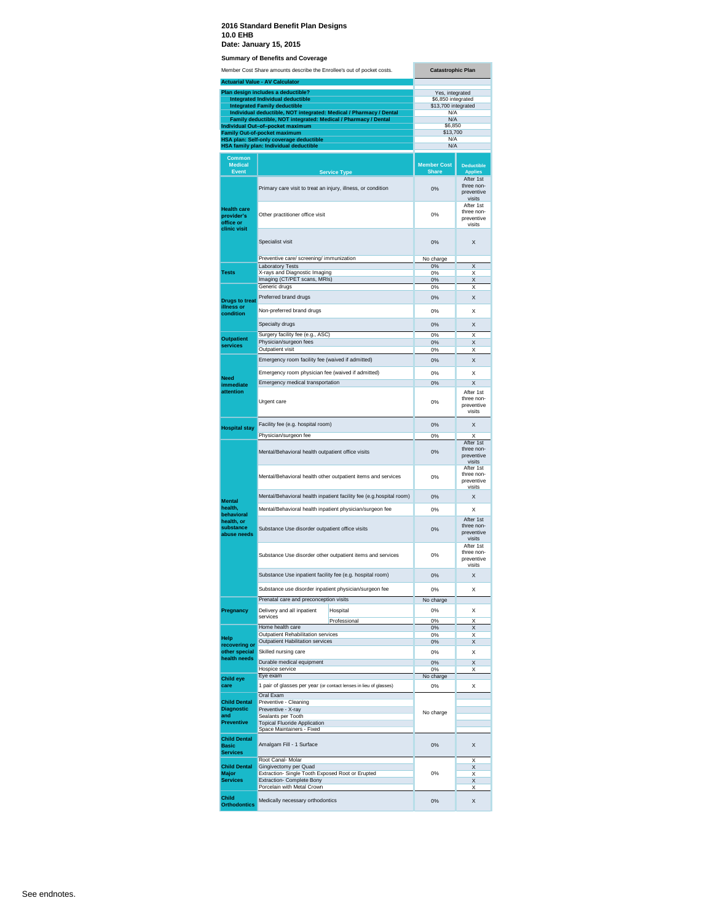**2016 Standard Benefit Plan Designs**
**10.0 EHB**
**Date: January 15, 2015**

**Summary of Benefits and Coverage**

| Member Cost Share amounts describe the Enrollee's out of pocket costs. | Catastrophic Plan |
|---|---|
| **Actuarial Value - AV Calculator** | |
| **Plan design includes a deductible?** | Yes, integrated |
| **Integrated Individual deductible** | $6,850 integrated |
| **Integrated Family deductible** | $13,700 integrated |
| **Individual deductible, NOT integrated: Medical / Pharmacy / Dental** | N/A |
| **Family deductible, NOT integrated: Medical / Pharmacy / Dental** | N/A |
| **Individual Out-of-pocket maximum** | $6,850 |
| **Family Out-of-pocket maximum** | $13,700 |
| **HSA plan: Self-only coverage deductible** | N/A |
| **HSA family plan: Individual deductible** | N/A |

| Common Medical Event | Service Type | Member Cost Share | Deductible Applies |
|---|---|---|---|
| **Health care provider's office or clinic visit** | Primary care visit to treat an injury, illness, or condition | 0% | After 1st three non-preventive visits |
| | Other practitioner office visit | 0% | After 1st three non-preventive visits |
| | Specialist visit | 0% | X |
| | Preventive care/ screening/ immunization | No charge | |
| **Tests** | Laboratory Tests | 0% | X |
| | X-rays and Diagnostic Imaging | 0% | X |
| | Imaging (CT/PET scans, MRIs) | 0% | X |
| **Drugs to treat illness or condition** | Generic drugs | 0% | X |
| | Preferred brand drugs | 0% | X |
| | Non-preferred brand drugs | 0% | X |
| | Specialty drugs | 0% | X |
| **Outpatient services** | Surgery facility fee (e.g., ASC) | 0% | X |
| | Physician/surgeon fees | 0% | X |
| | Outpatient visit | 0% | X |
| **Need immediate attention** | Emergency room facility fee (waived if admitted) | 0% | X |
| | Emergency room physician fee (waived if admitted) | 0% | X |
| | Emergency medical transportation | 0% | X |
| | Urgent care | 0% | After 1st three non-preventive visits |
| **Hospital stay** | Facility fee (e.g. hospital room) | 0% | X |
| | Physician/surgeon fee | 0% | X |
| **Mental health, behavioral health, or substance abuse needs** | Mental/Behavioral health outpatient office visits | 0% | After 1st three non-preventive visits |
| | Mental/Behavioral health other outpatient items and services | 0% | After 1st three non-preventive visits |
| | Mental/Behavioral health inpatient facility fee (e.g.hospital room) | 0% | X |
| | Mental/Behavioral health inpatient physician/surgeon fee | 0% | X |
| | Substance Use disorder outpatient office visits | 0% | After 1st three non-preventive visits |
| | Substance Use disorder other outpatient items and services | 0% | After 1st three non-preventive visits |
| | Substance Use inpatient facility fee (e.g. hospital room) | 0% | X |
| | Substance use disorder inpatient physician/surgeon fee | 0% | X |
| **Pregnancy** | Prenatal care and preconception visits | No charge | |
| | Delivery and all inpatient services - Hospital | 0% | X |
| | Delivery and all inpatient services - Professional | 0% | X |
| **Help recovering or other special health needs** | Home health care | 0% | X |
| | Outpatient Rehabilitation services | 0% | X |
| | Outpatient Habilitation services | 0% | X |
| | Skilled nursing care | 0% | X |
| | Durable medical equipment | 0% | X |
| | Hospice service | 0% | X |
| **Child eye care** | Eye exam | No charge | |
| | 1 pair of glasses per year (or contact lenses in lieu of glasses) | 0% | X |
| **Child Dental Diagnostic and Preventive** | Oral Exam | No charge | |
| | Preventive - Cleaning | | |
| | Preventive - X-ray | | |
| | Sealants per Tooth | | |
| | Topical Fluoride Application | | |
| | Space Maintainers - Fixed | | |
| **Child Dental Basic Services** | Amalgam Fill - 1 Surface | 0% | X |
| **Child Dental Major Services** | Root Canal- Molar | 0% | X |
| | Gingivectomy per Quad | | X |
| | Extraction- Single Tooth Exposed Root or Erupted | | X |
| | Extraction- Complete Bony | | X |
| | Porcelain with Metal Crown | | X |
| **Child Orthodontics** | Medically necessary orthodontics | 0% | X |

See endnotes.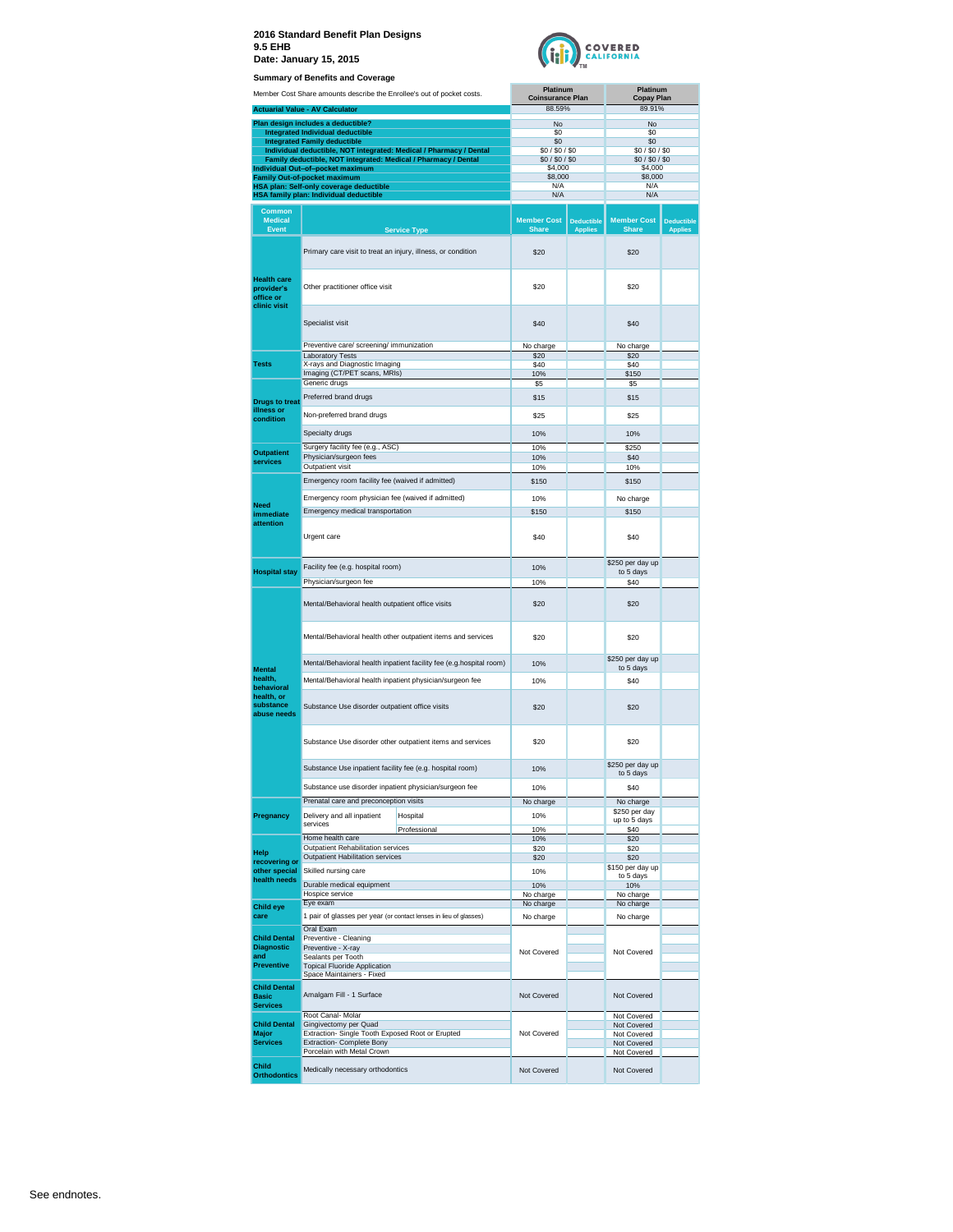**2016 Standard Benefit Plan Designs**
**9.5 EHB**
**Date: January 15, 2015**

**Summary of Benefits and Coverage**

| Member Cost Share amounts describe the Enrollee's out of pocket costs. | Platinum Coinsurance Plan | Platinum Copay Plan |
|---|---|---|
| **Actuarial Value - AV Calculator** | 88.59% | 89.91% |
| **Plan design includes a deductible?** | No | No |
| **Integrated Individual deductible** | $0 | $0 |
| **Integrated Family deductible** | $0 | $0 |
| **Individual deductible, NOT integrated: Medical / Pharmacy / Dental** | $0 / $0 / $0 | $0 / $0 / $0 |
| **Family deductible, NOT integrated: Medical / Pharmacy / Dental** | $0 / $0 / $0 | $0 / $0 / $0 |
| **Individual Out–of–pocket maximum** | $4,000 | $4,000 |
| **Family Out-of-pocket maximum** | $8,000 | $8,000 |
| **HSA plan: Self-only coverage deductible** | N/A | N/A |
| **HSA family plan: Individual deductible** | N/A | N/A |

| Common Medical Event | Service Type | Platinum Coinsurance Plan: Member Cost Share | Platinum Coinsurance Plan: Deductible Applies | Platinum Copay Plan: Member Cost Share | Platinum Copay Plan: Deductible Applies |
|---|---|---|---|---|---|
| Health care provider's office or clinic visit | Primary care visit to treat an injury, illness, or condition | $20 | | $20 | |
| | Other practitioner office visit | $20 | | $20 | |
| | Specialist visit | $40 | | $40 | |
| | Preventive care/ screening/ immunization | No charge | | No charge | |
| Tests | Laboratory Tests | $20 | | $20 | |
| | X-rays and Diagnostic Imaging | $40 | | $40 | |
| | Imaging (CT/PET scans, MRIs) | 10% | | $150 | |
| Drugs to treat illness or condition | Generic drugs | $5 | | $5 | |
| | Preferred brand drugs | $15 | | $15 | |
| | Non-preferred brand drugs | $25 | | $25 | |
| | Specialty drugs | 10% | | 10% | |
| Outpatient services | Surgery facility fee (e.g., ASC) | 10% | | $250 | |
| | Physician/surgeon fees | 10% | | $40 | |
| | Outpatient visit | 10% | | 10% | |
| Need immediate attention | Emergency room facility fee (waived if admitted) | $150 | | $150 | |
| | Emergency room physician fee (waived if admitted) | 10% | | No charge | |
| | Emergency medical transportation | $150 | | $150 | |
| | Urgent care | $40 | | $40 | |
| Hospital stay | Facility fee (e.g. hospital room) | 10% | | $250 per day up to 5 days | |
| | Physician/surgeon fee | 10% | | $40 | |
| Mental health, behavioral health, or substance abuse needs | Mental/Behavioral health outpatient office visits | $20 | | $20 | |
| | Mental/Behavioral health other outpatient items and services | $20 | | $20 | |
| | Mental/Behavioral health inpatient facility fee (e.g.hospital room) | 10% | | $250 per day up to 5 days | |
| | Mental/Behavioral health inpatient physician/surgeon fee | 10% | | $40 | |
| | Substance Use disorder outpatient office visits | $20 | | $20 | |
| | Substance Use disorder other outpatient items and services | $20 | | $20 | |
| | Substance Use inpatient facility fee (e.g. hospital room) | 10% | | $250 per day up to 5 days | |
| | Substance use disorder inpatient physician/surgeon fee | 10% | | $40 | |
| Pregnancy | Prenatal care and preconception visits | No charge | | No charge | |
| | Delivery and all inpatient services: Hospital | 10% | | $250 per day up to 5 days | |
| | Delivery and all inpatient services: Professional | 10% | | $40 | |
| Help recovering or other special health needs | Home health care | 10% | | $20 | |
| | Outpatient Rehabilitation services | $20 | | $20 | |
| | Outpatient Habilitation services | $20 | | $20 | |
| | Skilled nursing care | 10% | | $150 per day up to 5 days | |
| | Durable medical equipment | 10% | | 10% | |
| | Hospice service | No charge | | No charge | |
| Child eye care | Eye exam | No charge | | No charge | |
| | 1 pair of glasses per year (or contact lenses in lieu of glasses) | No charge | | No charge | |
| Child Dental Diagnostic and Preventive | Oral Exam | Not Covered | | Not Covered | |
| | Preventive - Cleaning | | | | |
| | Preventive - X-ray | | | | |
| | Sealants per Tooth | | | | |
| | Topical Fluoride Application | | | | |
| | Space Maintainers - Fixed | | | | |
| Child Dental Basic Services | Amalgam Fill - 1 Surface | Not Covered | | Not Covered | |
| Child Dental Major Services | Root Canal- Molar | Not Covered | | Not Covered | |
| | Gingivectomy per Quad | | | Not Covered | |
| | Extraction- Single Tooth Exposed Root or Erupted | | | Not Covered | |
| | Extraction- Complete Bony | | | Not Covered | |
| | Porcelain with Metal Crown | | | Not Covered | |
| Child Orthodontics | Medically necessary orthodontics | Not Covered | | Not Covered | |

See endnotes.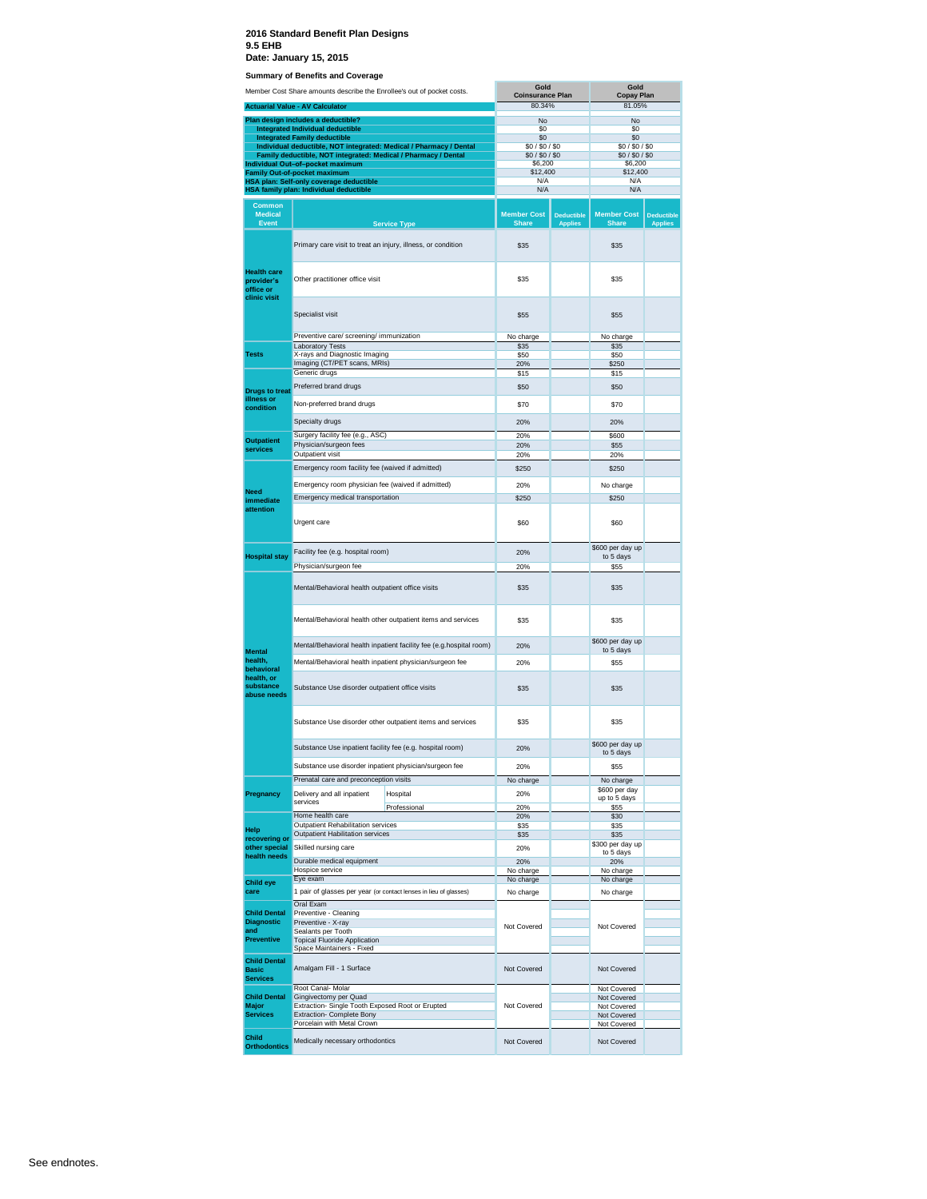**2016 Standard Benefit Plan Designs**
**9.5 EHB**
**Date: January 15, 2015**

**Summary of Benefits and Coverage**

| Member Cost Share amounts describe the Enrollee's out of pocket costs. | Gold Coinsurance Plan | Gold Copay Plan |
|---|---|---|
| **Actuarial Value - AV Calculator** | 80.34% | 81.05% |
| **Plan design includes a deductible?** | No | No |
| **Integrated Individual deductible** | $0 | $0 |
| **Integrated Family deductible** | $0 | $0 |
| **Individual deductible, NOT integrated: Medical / Pharmacy / Dental** | $0 / $0 / $0 | $0 / $0 / $0 |
| **Family deductible, NOT integrated: Medical / Pharmacy / Dental** | $0 / $0 / $0 | $0 / $0 / $0 |
| **Individual Out–of–pocket maximum** | $6,200 | $6,200 |
| **Family Out-of-pocket maximum** | $12,400 | $12,400 |
| **HSA plan: Self-only coverage deductible** | N/A | N/A |
| **HSA family plan: Individual deductible** | N/A | N/A |

| Common Medical Event | Service Type | | Gold Coinsurance Plan Member Cost Share | Gold Coinsurance Plan Deductible Applies | Gold Copay Plan Member Cost Share | Gold Copay Plan Deductible Applies |
|---|---|---|---|---|---|---|
| **Health care provider's office or clinic visit** | Primary care visit to treat an injury, illness, or condition | | $35 | | $35 | |
| | Other practitioner office visit | | $35 | | $35 | |
| | Specialist visit | | $55 | | $55 | |
| | Preventive care/ screening/ immunization | | No charge | | No charge | |
| **Tests** | Laboratory Tests | | $35 | | $35 | |
| | X-rays and Diagnostic Imaging | | $50 | | $50 | |
| | Imaging (CT/PET scans, MRIs) | | 20% | | $250 | |
| **Drugs to treat illness or condition** | Generic drugs | | $15 | | $15 | |
| | Preferred brand drugs | | $50 | | $50 | |
| | Non-preferred brand drugs | | $70 | | $70 | |
| | Specialty drugs | | 20% | | 20% | |
| **Outpatient services** | Surgery facility fee (e.g., ASC) | | 20% | | $600 | |
| | Physician/surgeon fees | | 20% | | $55 | |
| | Outpatient visit | | 20% | | 20% | |
| **Need immediate attention** | Emergency room facility fee (waived if admitted) | | $250 | | $250 | |
| | Emergency room physician fee (waived if admitted) | | 20% | | No charge | |
| | Emergency medical transportation | | $250 | | $250 | |
| | Urgent care | | $60 | | $60 | |
| **Hospital stay** | Facility fee (e.g. hospital room) | | 20% | | $600 per day up to 5 days | |
| | Physician/surgeon fee | | 20% | | $55 | |
| **Mental health, behavioral health, or substance abuse needs** | Mental/Behavioral health outpatient office visits | | $35 | | $35 | |
| | Mental/Behavioral health other outpatient items and services | | $35 | | $35 | |
| | Mental/Behavioral health inpatient facility fee (e.g.hospital room) | | 20% | | $600 per day up to 5 days | |
| | Mental/Behavioral health inpatient physician/surgeon fee | | 20% | | $55 | |
| | Substance Use disorder outpatient office visits | | $35 | | $35 | |
| | Substance Use disorder other outpatient items and services | | $35 | | $35 | |
| | Substance Use inpatient facility fee (e.g. hospital room) | | 20% | | $600 per day up to 5 days | |
| | Substance use disorder inpatient physician/surgeon fee | | 20% | | $55 | |
| **Pregnancy** | Prenatal care and preconception visits | | No charge | | No charge | |
| | Delivery and all inpatient services | Hospital | 20% | | $600 per day up to 5 days | |
| | | Professional | 20% | | $55 | |
| **Help recovering or other special health needs** | Home health care | | 20% | | $30 | |
| | Outpatient Rehabilitation services | | $35 | | $35 | |
| | Outpatient Habilitation services | | $35 | | $35 | |
| | Skilled nursing care | | 20% | | $300 per day up to 5 days | |
| | Durable medical equipment | | 20% | | 20% | |
| | Hospice service | | No charge | | No charge | |
| **Child eye care** | Eye exam | | No charge | | No charge | |
| | 1 pair of glasses per year (or contact lenses in lieu of glasses) | | No charge | | No charge | |
| **Child Dental Diagnostic and Preventive** | Oral Exam | | Not Covered | | Not Covered | |
| | Preventive - Cleaning | | | | | |
| | Preventive - X-ray | | | | | |
| | Sealants per Tooth | | | | | |
| | Topical Fluoride Application | | | | | |
| | Space Maintainers - Fixed | | | | | |
| **Child Dental Basic Services** | Amalgam Fill - 1 Surface | | Not Covered | | Not Covered | |
| **Child Dental Major Services** | Root Canal- Molar | | Not Covered | | Not Covered | |
| | Gingivectomy per Quad | | | | Not Covered | |
| | Extraction- Single Tooth Exposed Root or Erupted | | | | Not Covered | |
| | Extraction- Complete Bony | | | | Not Covered | |
| | Porcelain with Metal Crown | | | | Not Covered | |
| **Child Orthodontics** | Medically necessary orthodontics | | Not Covered | | Not Covered | |

See endnotes.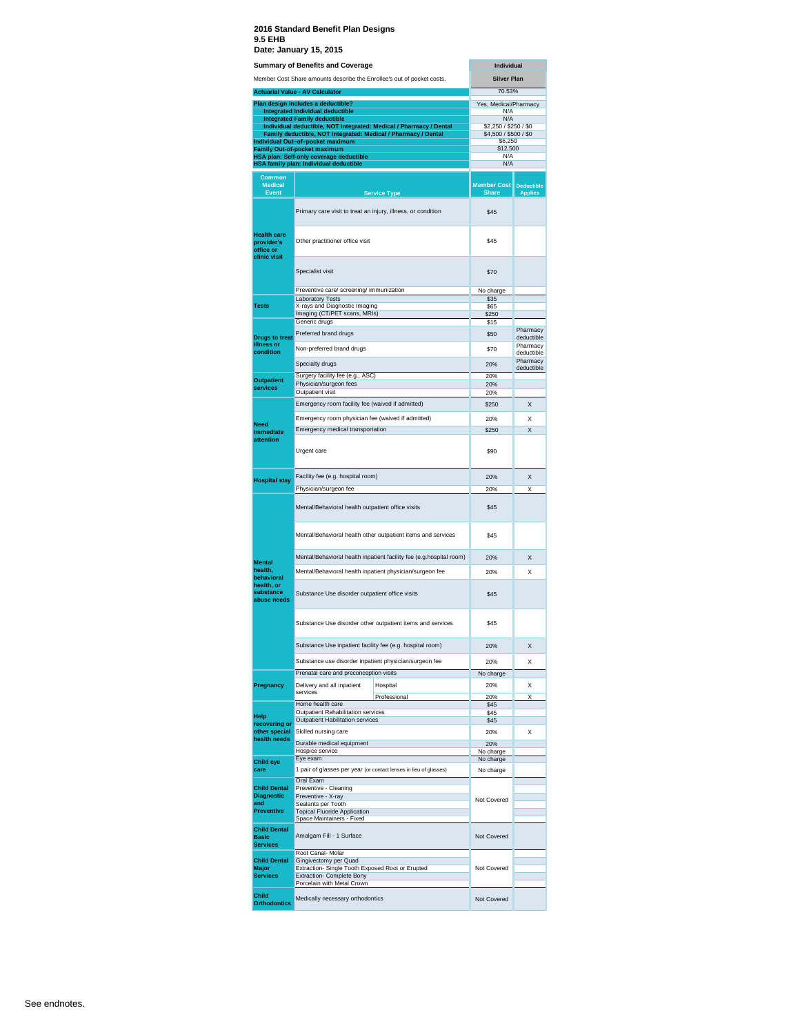**2016 Standard Benefit Plan Designs**
**9.5 EHB**
**Date: January 15, 2015**

| Summary of Benefits and Coverage | Individual |
|---|---|
| Member Cost Share amounts describe the Enrollee's out of pocket costs. | Silver Plan |
| Actuarial Value - AV Calculator | 70.53% |
| Plan design includes a deductible? | Yes, Medical/Pharmacy |
| Integrated Individual deductible | N/A |
| Integrated Family deductible | N/A |
| Individual deductible, NOT integrated: Medical / Pharmacy / Dental | $2,250 / $250 / $0 |
| Family deductible, NOT integrated: Medical / Pharmacy / Dental | $4,500 / $500 / $0 |
| Individual Out–of–pocket maximum | $6,250 |
| Family Out-of-pocket maximum | $12,500 |
| HSA plan: Self-only coverage deductible | N/A |
| HSA family plan: Individual deductible | N/A |

| Common Medical Event | Service Type | | Member Cost Share | Deductible Applies |
|---|---|---|---|---|
| Health care provider's office or clinic visit | Primary care visit to treat an injury, illness, or condition | | $45 | |
| | Other practitioner office visit | | $45 | |
| | Specialist visit | | $70 | |
| | Preventive care/ screening/ immunization | | No charge | |
| Tests | Laboratory Tests | | $35 | |
| | X-rays and Diagnostic Imaging | | $65 | |
| | Imaging (CT/PET scans, MRIs) | | $250 | |
| Drugs to treat illness or condition | Generic drugs | | $15 | |
| | Preferred brand drugs | | $50 | Pharmacy deductible |
| | Non-preferred brand drugs | | $70 | Pharmacy deductible |
| | Specialty drugs | | 20% | Pharmacy deductible |
| Outpatient services | Surgery facility fee (e.g., ASC) | | 20% | |
| | Physician/surgeon fees | | 20% | |
| | Outpatient visit | | 20% | |
| Need immediate attention | Emergency room facility fee (waived if admitted) | | $250 | X |
| | Emergency room physician fee (waived if admitted) | | 20% | X |
| | Emergency medical transportation | | $250 | X |
| | Urgent care | | $90 | |
| Hospital stay | Facility fee (e.g. hospital room) | | 20% | X |
| | Physician/surgeon fee | | 20% | X |
| Mental health, behavioral health, or substance abuse needs | Mental/Behavioral health outpatient office visits | | $45 | |
| | Mental/Behavioral health other outpatient items and services | | $45 | |
| | Mental/Behavioral health inpatient facility fee (e.g.hospital room) | | 20% | X |
| | Mental/Behavioral health inpatient physician/surgeon fee | | 20% | X |
| | Substance Use disorder outpatient office visits | | $45 | |
| | Substance Use disorder other outpatient items and services | | $45 | |
| | Substance Use inpatient facility fee (e.g. hospital room) | | 20% | X |
| | Substance use disorder inpatient physician/surgeon fee | | 20% | X |
| Pregnancy | Prenatal care and preconception visits | | No charge | |
| | Delivery and all inpatient services | Hospital | 20% | X |
| | | Professional | 20% | X |
| Help recovering or other special health needs | Home health care | | $45 | |
| | Outpatient Rehabilitation services | | $45 | |
| | Outpatient Habilitation services | | $45 | |
| | Skilled nursing care | | 20% | X |
| | Durable medical equipment | | 20% | |
| | Hospice service | | No charge | |
| Child eye care | Eye exam | | No charge | |
| | 1 pair of glasses per year (or contact lenses in lieu of glasses) | | No charge | |
| Child Dental Diagnostic and Preventive | Oral Exam | | Not Covered | |
| | Preventive - Cleaning | | | |
| | Preventive - X-ray | | | |
| | Sealants per Tooth | | | |
| | Topical Fluoride Application | | | |
| | Space Maintainers - Fixed | | | |
| Child Dental Basic Services | Amalgam Fill - 1 Surface | | Not Covered | |
| Child Dental Major Services | Root Canal- Molar | | Not Covered | |
| | Gingivectomy per Quad | | | |
| | Extraction- Single Tooth Exposed Root or Erupted | | | |
| | Extraction- Complete Bony | | | |
| | Porcelain with Metal Crown | | | |
| Child Orthodontics | Medically necessary orthodontics | | Not Covered | |

See endnotes.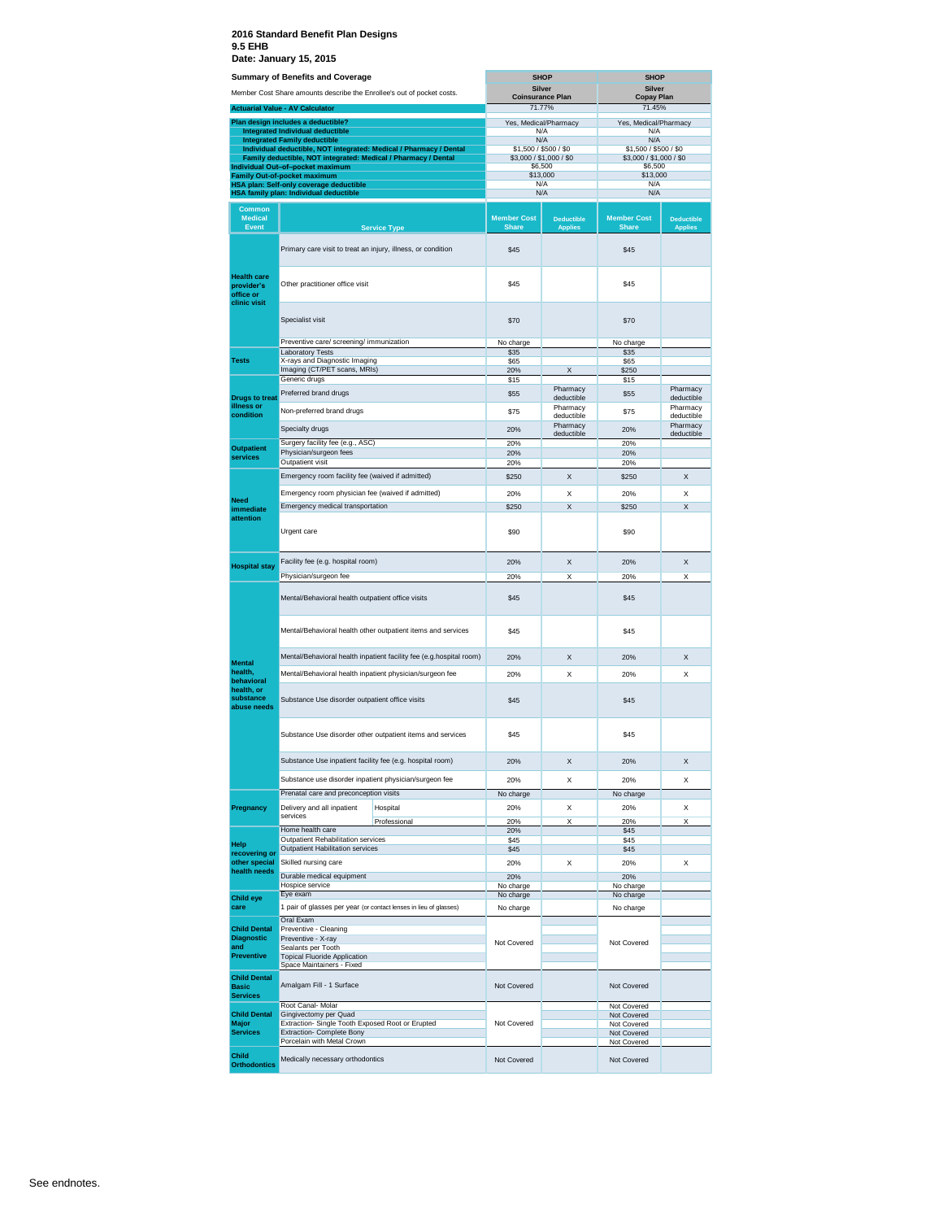**2016 Standard Benefit Plan Designs**
**9.5 EHB**
**Date: January 15, 2015**

| Summary of Benefits and Coverage | SHOP | SHOP |
|---|---|---|
| Member Cost Share amounts describe the Enrollee's out of pocket costs. | Silver Coinsurance Plan | Silver Copay Plan |
| **Actuarial Value - AV Calculator** | 71.77% | 71.45% |
| **Plan design includes a deductible?** | Yes, Medical/Pharmacy | Yes, Medical/Pharmacy |
| **Integrated Individual deductible** | N/A | N/A |
| **Integrated Family deductible** | N/A | N/A |
| **Individual deductible, NOT integrated: Medical / Pharmacy / Dental** | $1,500 / $500 / $0 | $1,500 / $500 / $0 |
| **Family deductible, NOT integrated: Medical / Pharmacy / Dental** | $3,000 / $1,000 / $0 | $3,000 / $1,000 / $0 |
| **Individual Out-of-pocket maximum** | $6,500 | $6,500 |
| **Family Out-of-pocket maximum** | $13,000 | $13,000 |
| **HSA plan: Self-only coverage deductible** | N/A | N/A |
| **HSA family plan: Individual deductible** | N/A | N/A |

| Common Medical Event | Service Type | | Silver Coinsurance Plan Member Cost Share | Silver Coinsurance Plan Deductible Applies | Silver Copay Plan Member Cost Share | Silver Copay Plan Deductible Applies |
|---|---|---|---|---|---|---|
| **Health care provider's office or clinic visit** | Primary care visit to treat an injury, illness, or condition | | $45 | | $45 | |
| | Other practitioner office visit | | $45 | | $45 | |
| | Specialist visit | | $70 | | $70 | |
| | Preventive care/ screening/ immunization | | No charge | | No charge | |
| **Tests** | Laboratory Tests | | $35 | | $35 | |
| | X-rays and Diagnostic Imaging | | $65 | | $65 | |
| | Imaging (CT/PET scans, MRIs) | | 20% | X | $250 | |
| **Drugs to treat illness or condition** | Generic drugs | | $15 | | $15 | |
| | Preferred brand drugs | | $55 | Pharmacy deductible | $55 | Pharmacy deductible |
| | Non-preferred brand drugs | | $75 | Pharmacy deductible | $75 | Pharmacy deductible |
| | Specialty drugs | | 20% | Pharmacy deductible | 20% | Pharmacy deductible |
| **Outpatient services** | Surgery facility fee (e.g., ASC) | | 20% | | 20% | |
| | Physician/surgeon fees | | 20% | | 20% | |
| | Outpatient visit | | 20% | | 20% | |
| **Need immediate attention** | Emergency room facility fee (waived if admitted) | | $250 | X | $250 | X |
| | Emergency room physician fee (waived if admitted) | | 20% | X | 20% | X |
| | Emergency medical transportation | | $250 | X | $250 | X |
| | Urgent care | | $90 | | $90 | |
| **Hospital stay** | Facility fee (e.g. hospital room) | | 20% | X | 20% | X |
| | Physician/surgeon fee | | 20% | X | 20% | X |
| **Mental health, behavioral health, or substance abuse needs** | Mental/Behavioral health outpatient office visits | | $45 | | $45 | |
| | Mental/Behavioral health other outpatient items and services | | $45 | | $45 | |
| | Mental/Behavioral health inpatient facility fee (e.g.hospital room) | | 20% | X | 20% | X |
| | Mental/Behavioral health inpatient physician/surgeon fee | | 20% | X | 20% | X |
| | Substance Use disorder outpatient office visits | | $45 | | $45 | |
| | Substance Use disorder other outpatient items and services | | $45 | | $45 | |
| | Substance Use inpatient facility fee (e.g. hospital room) | | 20% | X | 20% | X |
| | Substance use disorder inpatient physician/surgeon fee | | 20% | X | 20% | X |
| **Pregnancy** | Prenatal care and preconception visits | | No charge | | No charge | |
| | Delivery and all inpatient services | Hospital | 20% | X | 20% | X |
| | | Professional | 20% | X | 20% | X |
| **Help recovering or other special health needs** | Home health care | | 20% | | $45 | |
| | Outpatient Rehabilitation services | | $45 | | $45 | |
| | Outpatient Habilitation services | | $45 | | $45 | |
| | Skilled nursing care | | 20% | X | 20% | X |
| | Durable medical equipment | | 20% | | 20% | |
| | Hospice service | | No charge | | No charge | |
| **Child eye care** | Eye exam | | No charge | | No charge | |
| | 1 pair of glasses per year (or contact lenses in lieu of glasses) | | No charge | | No charge | |
| **Child Dental Diagnostic and Preventive** | Oral Exam | | Not Covered | | Not Covered | |
| | Preventive - Cleaning | | | | | |
| | Preventive - X-ray | | | | | |
| | Sealants per Tooth | | | | | |
| | Topical Fluoride Application | | | | | |
| | Space Maintainers - Fixed | | | | | |
| **Child Dental Basic Services** | Amalgam Fill - 1 Surface | | Not Covered | | Not Covered | |
| **Child Dental Major Services** | Root Canal- Molar | | Not Covered | | Not Covered | |
| | Gingivectomy per Quad | | | | Not Covered | |
| | Extraction- Single Tooth Exposed Root or Erupted | | | | Not Covered | |
| | Extraction- Complete Bony | | | | Not Covered | |
| | Porcelain with Metal Crown | | | | Not Covered | |
| **Child Orthodontics** | Medically necessary orthodontics | | Not Covered | | Not Covered | |

See endnotes.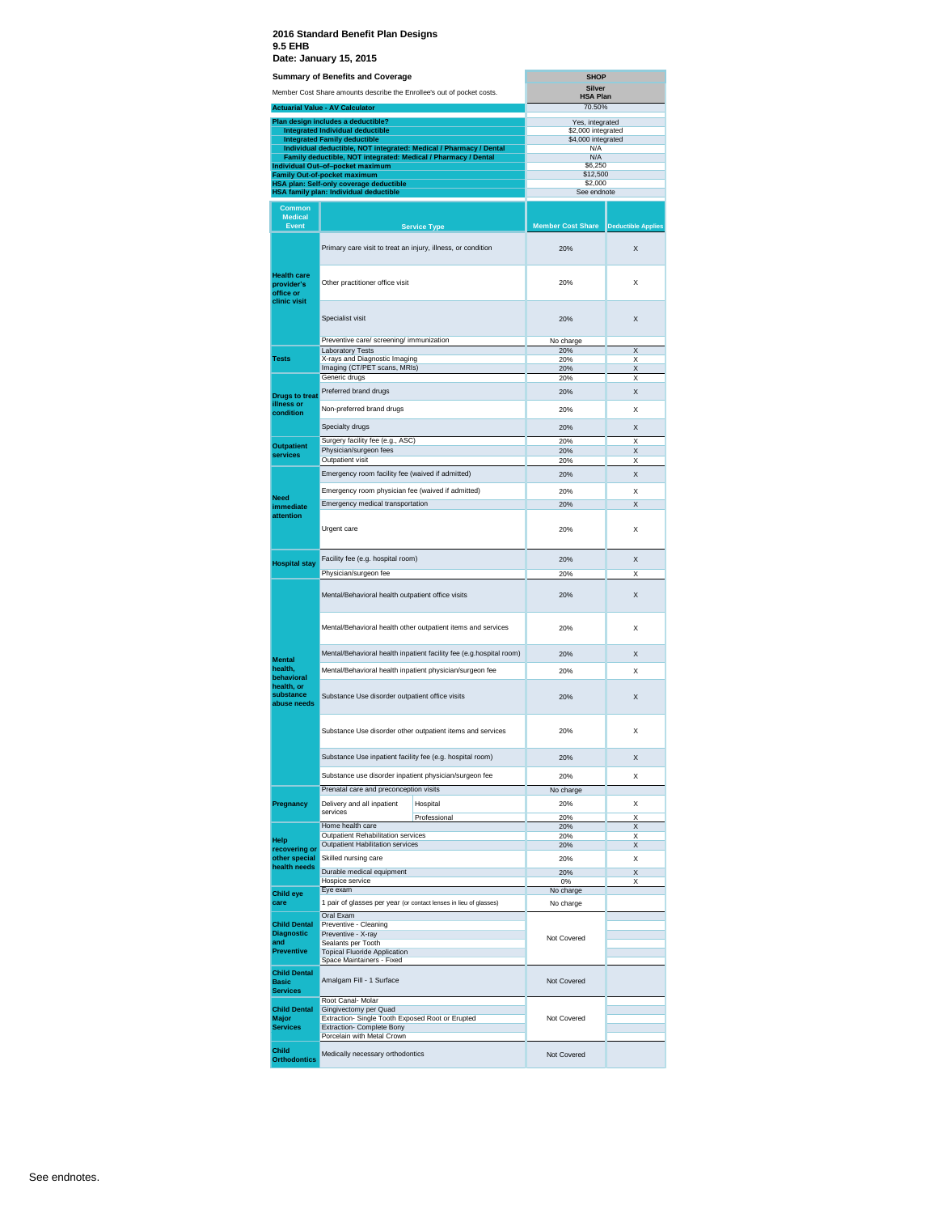**2016 Standard Benefit Plan Designs**
**9.5 EHB**
**Date: January 15, 2015**

| Summary of Benefits and Coverage | SHOP |
| --- | --- |
| Member Cost Share amounts describe the Enrollee's out of pocket costs. | Silver HSA Plan |
| Actuarial Value - AV Calculator | 70.50% |
| Plan design includes a deductible? | Yes, integrated |
| Integrated Individual deductible | $2,000 integrated |
| Integrated Family deductible | $4,000 integrated |
| Individual deductible, NOT integrated: Medical / Pharmacy / Dental | N/A |
| Family deductible, NOT integrated: Medical / Pharmacy / Dental | N/A |
| Individual Out–of–pocket maximum | $6,250 |
| Family Out-of-pocket maximum | $12,500 |
| HSA plan: Self-only coverage deductible | $2,000 |
| HSA family plan: Individual deductible | See endnote |

| Common Medical Event | Service Type | | Member Cost Share | Deductible Applies |
| --- | --- | --- | --- | --- |
| Health care provider's office or clinic visit | Primary care visit to treat an injury, illness, or condition | | 20% | X |
| | Other practitioner office visit | | 20% | X |
| | Specialist visit | | 20% | X |
| | Preventive care/ screening/ immunization | | No charge | |
| Tests | Laboratory Tests | | 20% | X |
| | X-rays and Diagnostic Imaging | | 20% | X |
| | Imaging (CT/PET scans, MRIs) | | 20% | X |
| Drugs to treat illness or condition | Generic drugs | | 20% | X |
| | Preferred brand drugs | | 20% | X |
| | Non-preferred brand drugs | | 20% | X |
| | Specialty drugs | | 20% | X |
| Outpatient services | Surgery facility fee (e.g., ASC) | | 20% | X |
| | Physician/surgeon fees | | 20% | X |
| | Outpatient visit | | 20% | X |
| Need immediate attention | Emergency room facility fee (waived if admitted) | | 20% | X |
| | Emergency room physician fee (waived if admitted) | | 20% | X |
| | Emergency medical transportation | | 20% | X |
| | Urgent care | | 20% | X |
| Hospital stay | Facility fee (e.g. hospital room) | | 20% | X |
| | Physician/surgeon fee | | 20% | X |
| Mental health, behavioral health, or substance abuse needs | Mental/Behavioral health outpatient office visits | | 20% | X |
| | Mental/Behavioral health other outpatient items and services | | 20% | X |
| | Mental/Behavioral health inpatient facility fee (e.g.hospital room) | | 20% | X |
| | Mental/Behavioral health inpatient physician/surgeon fee | | 20% | X |
| | Substance Use disorder outpatient office visits | | 20% | X |
| | Substance Use disorder other outpatient items and services | | 20% | X |
| | Substance Use inpatient facility fee (e.g. hospital room) | | 20% | X |
| | Substance use disorder inpatient physician/surgeon fee | | 20% | X |
| Pregnancy | Prenatal care and preconception visits | | No charge | |
| | Delivery and all inpatient services | Hospital | 20% | X |
| | | Professional | 20% | X |
| Help recovering or other special health needs | Home health care | | 20% | X |
| | Outpatient Rehabilitation services | | 20% | X |
| | Outpatient Habilitation services | | 20% | X |
| | Skilled nursing care | | 20% | X |
| | Durable medical equipment | | 20% | X |
| | Hospice service | | 0% | X |
| Child eye care | Eye exam | | No charge | |
| | 1 pair of glasses per year (or contact lenses in lieu of glasses) | | No charge | |
| Child Dental Diagnostic and Preventive | Oral Exam | | Not Covered | |
| | Preventive - Cleaning | | | |
| | Preventive - X-ray | | | |
| | Sealants per Tooth | | | |
| | Topical Fluoride Application | | | |
| | Space Maintainers - Fixed | | | |
| Child Dental Basic Services | Amalgam Fill - 1 Surface | | Not Covered | |
| Child Dental Major Services | Root Canal- Molar | | Not Covered | |
| | Gingivectomy per Quad | | | |
| | Extraction- Single Tooth Exposed Root or Erupted | | | |
| | Extraction- Complete Bony | | | |
| | Porcelain with Metal Crown | | | |
| Child Orthodontics | Medically necessary orthodontics | | Not Covered | |

See endnotes.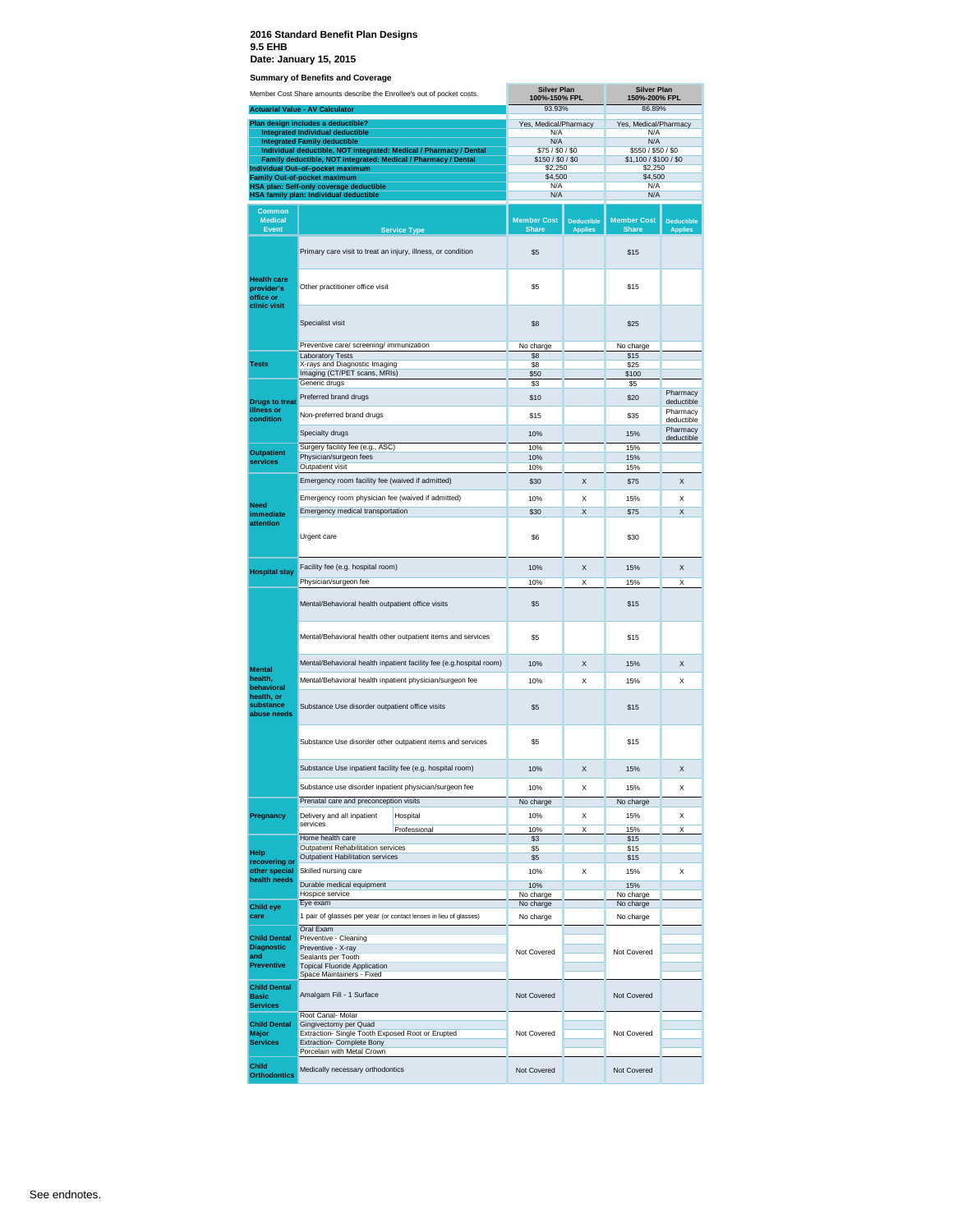**2016 Standard Benefit Plan Designs**
**9.5 EHB**
**Date: January 15, 2015**

**Summary of Benefits and Coverage**

| Member Cost Share amounts describe the Enrollee's out of pocket costs. | Silver Plan 100%-150% FPL | Silver Plan 150%-200% FPL |
|---|---|---|
| **Actuarial Value - AV Calculator** | 93.93% | 86.89% |
| **Plan design includes a deductible?** | Yes, Medical/Pharmacy | Yes, Medical/Pharmacy |
| **Integrated Individual deductible** | N/A | N/A |
| **Integrated Family deductible** | N/A | N/A |
| **Individual deductible, NOT integrated: Medical / Pharmacy / Dental** | $75 / $0 / $0 | $550 / $50 / $0 |
| **Family deductible, NOT integrated: Medical / Pharmacy / Dental** | $150 / $0 / $0 | $1,100 / $100 / $0 |
| **Individual Out-of-pocket maximum** | $2,250 | $2,250 |
| **Family Out-of-pocket maximum** | $4,500 | $4,500 |
| **HSA plan: Self-only coverage deductible** | N/A | N/A |
| **HSA family plan: Individual deductible** | N/A | N/A |

| Common Medical Event | Service Type | | Member Cost Share (100%-150% FPL) | Deductible Applies | Member Cost Share (150%-200% FPL) | Deductible Applies |
|---|---|---|---|---|---|---|
| **Health care provider's office or clinic visit** | Primary care visit to treat an injury, illness, or condition | | $5 | | $15 | |
| | Other practitioner office visit | | $5 | | $15 | |
| | Specialist visit | | $8 | | $25 | |
| | Preventive care/ screening/ immunization | | No charge | | No charge | |
| **Tests** | Laboratory Tests | | $8 | | $15 | |
| | X-rays and Diagnostic Imaging | | $8 | | $25 | |
| | Imaging (CT/PET scans, MRIs) | | $50 | | $100 | |
| **Drugs to treat illness or condition** | Generic drugs | | $3 | | $5 | |
| | Preferred brand drugs | | $10 | | $20 | Pharmacy deductible |
| | Non-preferred brand drugs | | $15 | | $35 | Pharmacy deductible |
| | Specialty drugs | | 10% | | 15% | Pharmacy deductible |
| **Outpatient services** | Surgery facility fee (e.g., ASC) | | 10% | | 15% | |
| | Physician/surgeon fees | | 10% | | 15% | |
| | Outpatient visit | | 10% | | 15% | |
| **Need immediate attention** | Emergency room facility fee (waived if admitted) | | $30 | X | $75 | X |
| | Emergency room physician fee (waived if admitted) | | 10% | X | 15% | X |
| | Emergency medical transportation | | $30 | X | $75 | X |
| | Urgent care | | $6 | | $30 | |
| **Hospital stay** | Facility fee (e.g. hospital room) | | 10% | X | 15% | X |
| | Physician/surgeon fee | | 10% | X | 15% | X |
| **Mental health, behavioral health, or substance abuse needs** | Mental/Behavioral health outpatient office visits | | $5 | | $15 | |
| | Mental/Behavioral health other outpatient items and services | | $5 | | $15 | |
| | Mental/Behavioral health inpatient facility fee (e.g.hospital room) | | 10% | X | 15% | X |
| | Mental/Behavioral health inpatient physician/surgeon fee | | 10% | X | 15% | X |
| | Substance Use disorder outpatient office visits | | $5 | | $15 | |
| | Substance Use disorder other outpatient items and services | | $5 | | $15 | |
| | Substance Use inpatient facility fee (e.g. hospital room) | | 10% | X | 15% | X |
| | Substance use disorder inpatient physician/surgeon fee | | 10% | X | 15% | X |
| **Pregnancy** | Prenatal care and preconception visits | | No charge | | No charge | |
| | Delivery and all inpatient services | Hospital | 10% | X | 15% | X |
| | | Professional | 10% | X | 15% | X |
| **Help recovering or other special health needs** | Home health care | | $3 | | $15 | |
| | Outpatient Rehabilitation services | | $5 | | $15 | |
| | Outpatient Habilitation services | | $5 | | $15 | |
| | Skilled nursing care | | 10% | X | 15% | X |
| | Durable medical equipment | | 10% | | 15% | |
| | Hospice service | | No charge | | No charge | |
| **Child eye care** | Eye exam | | No charge | | No charge | |
| | 1 pair of glasses per year (or contact lenses in lieu of glasses) | | No charge | | No charge | |
| **Child Dental Diagnostic and Preventive** | Oral Exam | | Not Covered | | Not Covered | |
| | Preventive - Cleaning | | | | | |
| | Preventive - X-ray | | | | | |
| | Sealants per Tooth | | | | | |
| | Topical Fluoride Application | | | | | |
| | Space Maintainers - Fixed | | | | | |
| **Child Dental Basic Services** | Amalgam Fill - 1 Surface | | Not Covered | | Not Covered | |
| **Child Dental Major Services** | Root Canal- Molar | | Not Covered | | Not Covered | |
| | Gingivectomy per Quad | | | | | |
| | Extraction- Single Tooth Exposed Root or Erupted | | | | | |
| | Extraction- Complete Bony | | | | | |
| | Porcelain with Metal Crown | | | | | |
| **Child Orthodontics** | Medically necessary orthodontics | | Not Covered | | Not Covered | |

See endnotes.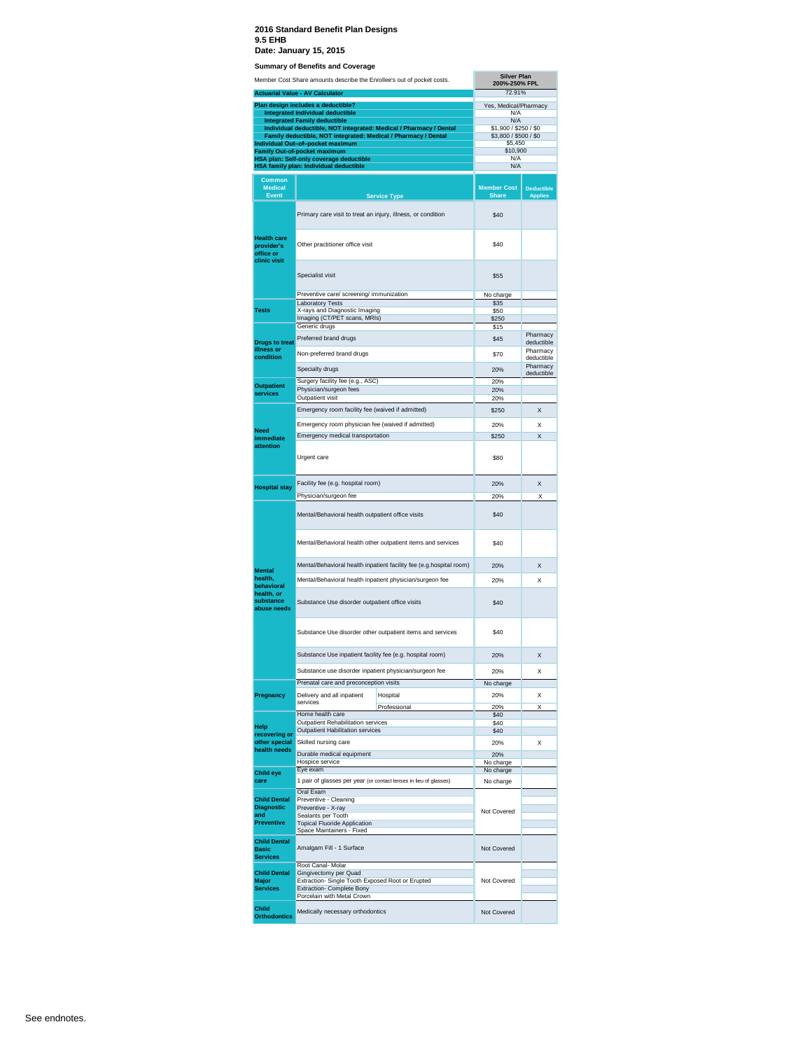**2016 Standard Benefit Plan Designs**
**9.5 EHB**
**Date: January 15, 2015**

**Summary of Benefits and Coverage**

| Member Cost Share amounts describe the Enrollee's out of pocket costs. | Silver Plan 200%-250% FPL |
|---|---|
| **Actuarial Value - AV Calculator** | 72.91% |
| **Plan design includes a deductible?** | Yes, Medical/Pharmacy |
| **Integrated Individual deductible** | N/A |
| **Integrated Family deductible** | N/A |
| **Individual deductible, NOT integrated: Medical / Pharmacy / Dental** | $1,900 / $250 / $0 |
| **Family deductible, NOT integrated: Medical / Pharmacy / Dental** | $3,800 / $500 / $0 |
| **Individual Out–of–pocket maximum** | $5,450 |
| **Family Out-of-pocket maximum** | $10,900 |
| **HSA plan: Self-only coverage deductible** | N/A |
| **HSA family plan: Individual deductible** | N/A |

| Common Medical Event | Service Type | | Member Cost Share | Deductible Applies |
|---|---|---|---|---|
| **Health care provider's office or clinic visit** | Primary care visit to treat an injury, illness, or condition | | $40 | |
| | Other practitioner office visit | | $40 | |
| | Specialist visit | | $55 | |
| | Preventive care/ screening/ immunization | | No charge | |
| **Tests** | Laboratory Tests | | $35 | |
| | X-rays and Diagnostic Imaging | | $50 | |
| | Imaging (CT/PET scans, MRIs) | | $250 | |
| **Drugs to treat illness or condition** | Generic drugs | | $15 | |
| | Preferred brand drugs | | $45 | Pharmacy deductible |
| | Non-preferred brand drugs | | $70 | Pharmacy deductible |
| | Specialty drugs | | 20% | Pharmacy deductible |
| **Outpatient services** | Surgery facility fee (e.g., ASC) | | 20% | |
| | Physician/surgeon fees | | 20% | |
| | Outpatient visit | | 20% | |
| **Need immediate attention** | Emergency room facility fee (waived if admitted) | | $250 | X |
| | Emergency room physician fee (waived if admitted) | | 20% | X |
| | Emergency medical transportation | | $250 | X |
| | Urgent care | | $80 | |
| **Hospital stay** | Facility fee (e.g. hospital room) | | 20% | X |
| | Physician/surgeon fee | | 20% | X |
| **Mental health, behavioral health, or substance abuse needs** | Mental/Behavioral health outpatient office visits | | $40 | |
| | Mental/Behavioral health other outpatient items and services | | $40 | |
| | Mental/Behavioral health inpatient facility fee (e.g.hospital room) | | 20% | X |
| | Mental/Behavioral health inpatient physician/surgeon fee | | 20% | X |
| | Substance Use disorder outpatient office visits | | $40 | |
| | Substance Use disorder other outpatient items and services | | $40 | |
| | Substance Use inpatient facility fee (e.g. hospital room) | | 20% | X |
| | Substance use disorder inpatient physician/surgeon fee | | 20% | X |
| **Pregnancy** | Prenatal care and preconception visits | | No charge | |
| | Delivery and all inpatient services | Hospital | 20% | X |
| | | Professional | 20% | X |
| **Help recovering or other special health needs** | Home health care | | $40 | |
| | Outpatient Rehabilitation services | | $40 | |
| | Outpatient Habilitation services | | $40 | |
| | Skilled nursing care | | 20% | X |
| | Durable medical equipment | | 20% | |
| | Hospice service | | No charge | |
| **Child eye care** | Eye exam | | No charge | |
| | 1 pair of glasses per year (or contact lenses in lieu of glasses) | | No charge | |
| **Child Dental Diagnostic and Preventive** | Oral Exam | | Not Covered | |
| | Preventive - Cleaning | | | |
| | Preventive - X-ray | | | |
| | Sealants per Tooth | | | |
| | Topical Fluoride Application | | | |
| | Space Maintainers - Fixed | | | |
| **Child Dental Basic Services** | Amalgam Fill - 1 Surface | | Not Covered | |
| **Child Dental Major Services** | Root Canal- Molar | | Not Covered | |
| | Gingivectomy per Quad | | | |
| | Extraction- Single Tooth Exposed Root or Erupted | | | |
| | Extraction- Complete Bony | | | |
| | Porcelain with Metal Crown | | | |
| **Child Orthodontics** | Medically necessary orthodontics | | Not Covered | |

See endnotes.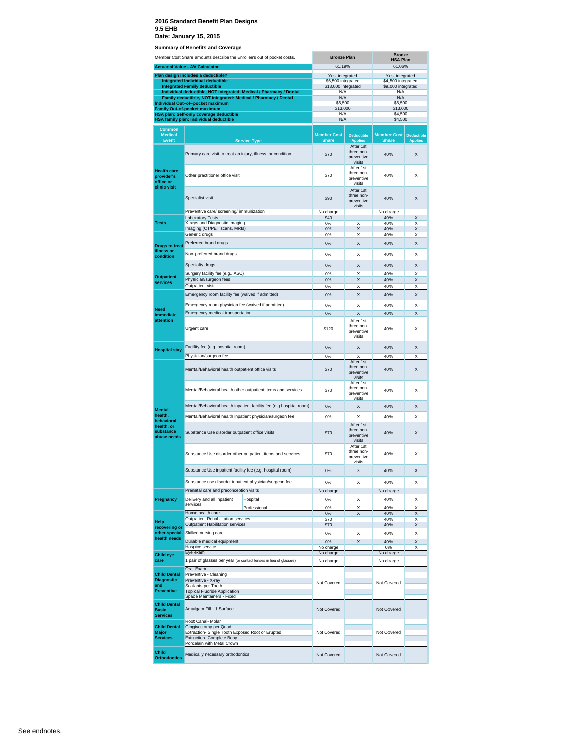**2016 Standard Benefit Plan Designs**
**9.5 EHB**
**Date: January 15, 2015**

**Summary of Benefits and Coverage**

| Member Cost Share amounts describe the Enrollee's out of pocket costs. | Bronze Plan | Bronze HSA Plan |
|---|---|---|
| **Actuarial Value - AV Calculator** | 61.19% | 61.06% |
| **Plan design includes a deductible?** | Yes, integrated | Yes, integrated |
| **Integrated Individual deductible** | $6,500 integrated | $4,500 integrated |
| **Integrated Family deductible** | $13,000 integrated | $9,000 integrated |
| **Individual deductible, NOT integrated: Medical / Pharmacy / Dental** | N/A | N/A |
| **Family deductible, NOT integrated: Medical / Pharmacy / Dental** | N/A | N/A |
| **Individual Out–of–pocket maximum** | $6,500 | $6,500 |
| **Family Out-of-pocket maximum** | $13,000 | $13,000 |
| **HSA plan: Self-only coverage deductible** | N/A | $4,500 |
| **HSA family plan: Individual deductible** | N/A | $4,500 |

| Common Medical Event | Service Type | Bronze Plan Member Cost Share | Bronze Plan Deductible Applies | Bronze HSA Plan Member Cost Share | Bronze HSA Plan Deductible Applies |
|---|---|---|---|---|---|
| Health care provider's office or clinic visit | Primary care visit to treat an injury, illness, or condition | $70 | After 1st three non-preventive visits | 40% | X |
| | Other practitioner office visit | $70 | After 1st three non-preventive visits | 40% | X |
| | Specialist visit | $90 | After 1st three non-preventive visits | 40% | X |
| | Preventive care/ screening/ immunization | No charge | | No charge | |
| Tests | Laboratory Tests | $40 | | 40% | X |
| | X-rays and Diagnostic Imaging | 0% | X | 40% | X |
| | Imaging (CT/PET scans, MRIs) | 0% | X | 40% | X |
| Drugs to treat illness or condition | Generic drugs | 0% | X | 40% | X |
| | Preferred brand drugs | 0% | X | 40% | X |
| | Non-preferred brand drugs | 0% | X | 40% | X |
| | Specialty drugs | 0% | X | 40% | X |
| Outpatient services | Surgery facility fee (e.g., ASC) | 0% | X | 40% | X |
| | Physician/surgeon fees | 0% | X | 40% | X |
| | Outpatient visit | 0% | X | 40% | X |
| Need immediate attention | Emergency room facility fee (waived if admitted) | 0% | X | 40% | X |
| | Emergency room physician fee (waived if admitted) | 0% | X | 40% | X |
| | Emergency medical transportation | 0% | X | 40% | X |
| | Urgent care | $120 | After 1st three non-preventive visits | 40% | X |
| Hospital stay | Facility fee (e.g. hospital room) | 0% | X | 40% | X |
| | Physician/surgeon fee | 0% | X | 40% | X |
| Mental health, behavioral health, or substance abuse needs | Mental/Behavioral health outpatient office visits | $70 | After 1st three non-preventive visits | 40% | X |
| | Mental/Behavioral health other outpatient items and services | $70 | After 1st three non-preventive visits | 40% | X |
| | Mental/Behavioral health inpatient facility fee (e.g.hospital room) | 0% | X | 40% | X |
| | Mental/Behavioral health inpatient physician/surgeon fee | 0% | X | 40% | X |
| | Substance Use disorder outpatient office visits | $70 | After 1st three non-preventive visits | 40% | X |
| | Substance Use disorder other outpatient items and services | $70 | After 1st three non-preventive visits | 40% | X |
| | Substance Use inpatient facility fee (e.g. hospital room) | 0% | X | 40% | X |
| | Substance use disorder inpatient physician/surgeon fee | 0% | X | 40% | X |
| Pregnancy | Prenatal care and preconception visits | No charge | | No charge | |
| | Delivery and all inpatient services — Hospital | 0% | X | 40% | X |
| | Delivery and all inpatient services — Professional | 0% | X | 40% | X |
| Help recovering or other special health needs | Home health care | 0% | X | 40% | X |
| | Outpatient Rehabilitation services | $70 | | 40% | X |
| | Outpatient Habilitation services | $70 | | 40% | X |
| | Skilled nursing care | 0% | X | 40% | X |
| | Durable medical equipment | 0% | X | 40% | X |
| | Hospice service | No charge | | 0% | X |
| Child eye care | Eye exam | No charge | | No charge | |
| | 1 pair of glasses per year (or contact lenses in lieu of glasses) | No charge | | No charge | |
| Child Dental Diagnostic and Preventive | Oral Exam | Not Covered | | Not Covered | |
| | Preventive - Cleaning | | | | |
| | Preventive - X-ray | | | | |
| | Sealants per Tooth | | | | |
| | Topical Fluoride Application | | | | |
| | Space Maintainers - Fixed | | | | |
| Child Dental Basic Services | Amalgam Fill - 1 Surface | Not Covered | | Not Covered | |
| Child Dental Major Services | Root Canal- Molar | Not Covered | | Not Covered | |
| | Gingivectomy per Quad | | | | |
| | Extraction- Single Tooth Exposed Root or Erupted | | | | |
| | Extraction- Complete Bony | | | | |
| | Porcelain with Metal Crown | | | | |
| Child Orthodontics | Medically necessary orthodontics | Not Covered | | Not Covered | |

See endnotes.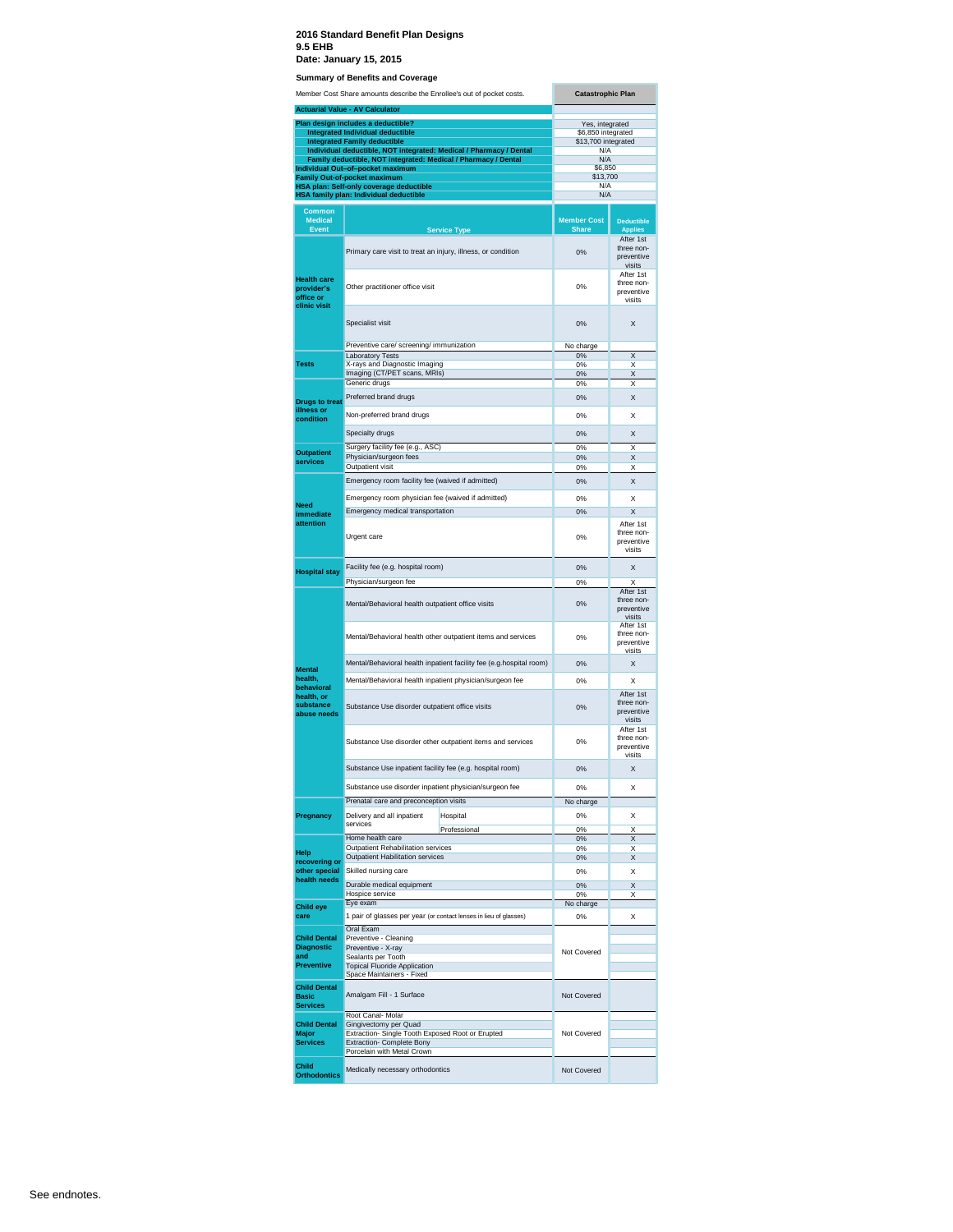**2016 Standard Benefit Plan Designs**
**9.5 EHB**
**Date: January 15, 2015**

**Summary of Benefits and Coverage**

| Member Cost Share amounts describe the Enrollee's out of pocket costs. | Catastrophic Plan |
|---|---|
| **Actuarial Value - AV Calculator** | |
| **Plan design includes a deductible?** | Yes, integrated |
| **Integrated Individual deductible** | $6,850 integrated |
| **Integrated Family deductible** | $13,700 integrated |
| **Individual deductible, NOT integrated: Medical / Pharmacy / Dental** | N/A |
| **Family deductible, NOT integrated: Medical / Pharmacy / Dental** | N/A |
| **Individual Out-of-pocket maximum** | $6,850 |
| **Family Out-of-pocket maximum** | $13,700 |
| **HSA plan: Self-only coverage deductible** | N/A |
| **HSA family plan: Individual deductible** | N/A |

| Common Medical Event | Service Type | Member Cost Share | Deductible Applies |
|---|---|---|---|
| Health care provider's office or clinic visit | Primary care visit to treat an injury, illness, or condition | 0% | After 1st three non-preventive visits |
| | Other practitioner office visit | 0% | After 1st three non-preventive visits |
| | Specialist visit | 0% | X |
| | Preventive care/ screening/ immunization | No charge | |
| Tests | Laboratory Tests | 0% | X |
| | X-rays and Diagnostic Imaging | 0% | X |
| | Imaging (CT/PET scans, MRIs) | 0% | X |
| Drugs to treat illness or condition | Generic drugs | 0% | X |
| | Preferred brand drugs | 0% | X |
| | Non-preferred brand drugs | 0% | X |
| | Specialty drugs | 0% | X |
| Outpatient services | Surgery facility fee (e.g., ASC) | 0% | X |
| | Physician/surgeon fees | 0% | X |
| | Outpatient visit | 0% | X |
| Need immediate attention | Emergency room facility fee (waived if admitted) | 0% | X |
| | Emergency room physician fee (waived if admitted) | 0% | X |
| | Emergency medical transportation | 0% | X |
| | Urgent care | 0% | After 1st three non-preventive visits |
| Hospital stay | Facility fee (e.g. hospital room) | 0% | X |
| | Physician/surgeon fee | 0% | X |
| Mental health, behavioral health, or substance abuse needs | Mental/Behavioral health outpatient office visits | 0% | After 1st three non-preventive visits |
| | Mental/Behavioral health other outpatient items and services | 0% | After 1st three non-preventive visits |
| | Mental/Behavioral health inpatient facility fee (e.g.hospital room) | 0% | X |
| | Mental/Behavioral health inpatient physician/surgeon fee | 0% | X |
| | Substance Use disorder outpatient office visits | 0% | After 1st three non-preventive visits |
| | Substance Use disorder other outpatient items and services | 0% | After 1st three non-preventive visits |
| | Substance Use inpatient facility fee (e.g. hospital room) | 0% | X |
| | Substance use disorder inpatient physician/surgeon fee | 0% | X |
| Pregnancy | Prenatal care and preconception visits | No charge | |
| | Delivery and all inpatient services – Hospital | 0% | X |
| | Delivery and all inpatient services – Professional | 0% | X |
| Help recovering or other special health needs | Home health care | 0% | X |
| | Outpatient Rehabilitation services | 0% | X |
| | Outpatient Habilitation services | 0% | X |
| | Skilled nursing care | 0% | X |
| | Durable medical equipment | 0% | X |
| | Hospice service | 0% | X |
| Child eye care | Eye exam | No charge | |
| | 1 pair of glasses per year (or contact lenses in lieu of glasses) | 0% | X |
| Child Dental Diagnostic and Preventive | Oral Exam | Not Covered | |
| | Preventive - Cleaning | | |
| | Preventive - X-ray | | |
| | Sealants per Tooth | | |
| | Topical Fluoride Application | | |
| | Space Maintainers - Fixed | | |
| Child Dental Basic Services | Amalgam Fill - 1 Surface | Not Covered | |
| Child Dental Major Services | Root Canal- Molar | Not Covered | |
| | Gingivectomy per Quad | | |
| | Extraction- Single Tooth Exposed Root or Erupted | | |
| | Extraction- Complete Bony | | |
| | Porcelain with Metal Crown | | |
| Child Orthodontics | Medically necessary orthodontics | Not Covered | |

See endnotes.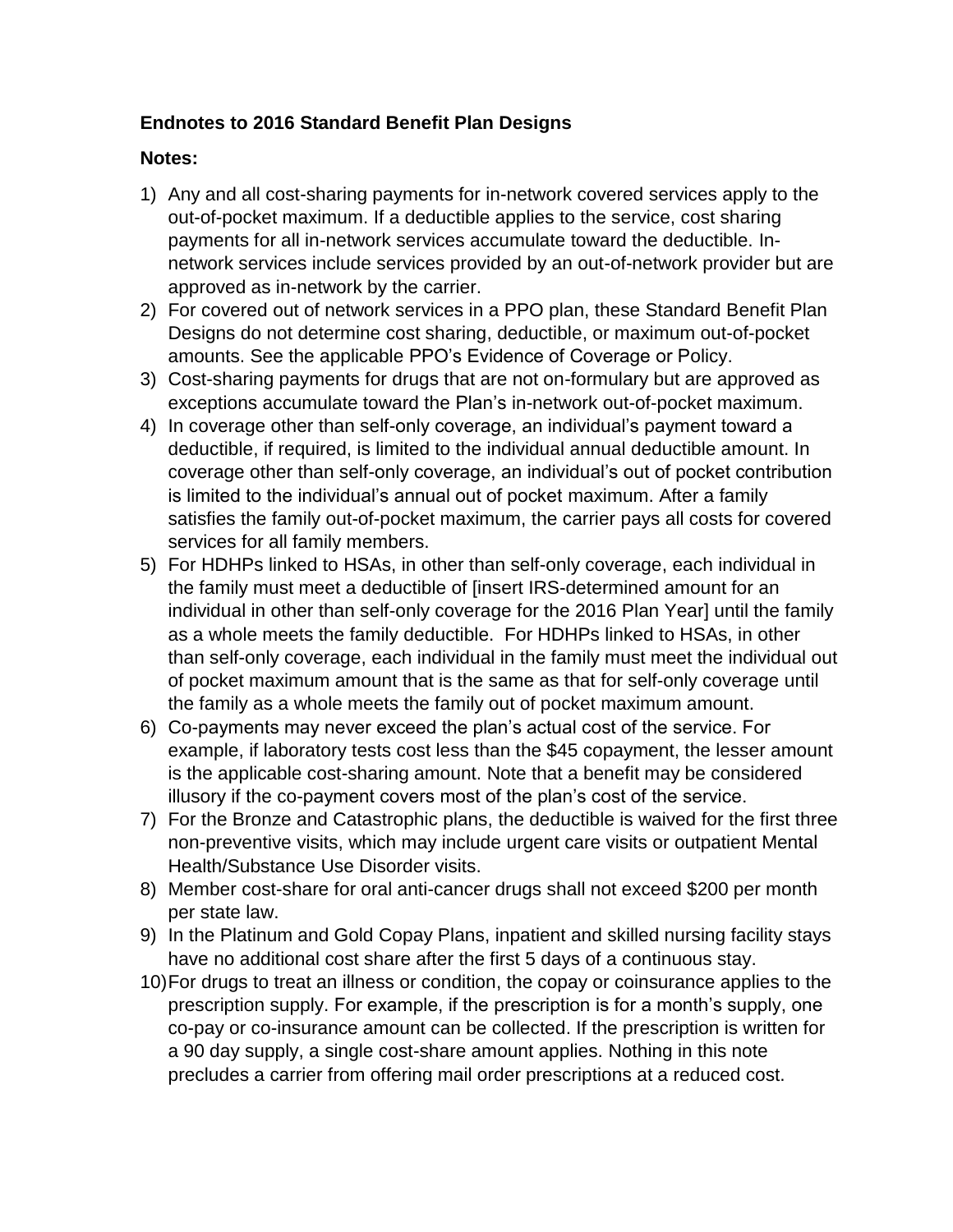**Endnotes to 2016 Standard Benefit Plan Designs**

**Notes:**

1) Any and all cost-sharing payments for in-network covered services apply to the out-of-pocket maximum. If a deductible applies to the service, cost sharing payments for all in-network services accumulate toward the deductible. In-network services include services provided by an out-of-network provider but are approved as in-network by the carrier.
2) For covered out of network services in a PPO plan, these Standard Benefit Plan Designs do not determine cost sharing, deductible, or maximum out-of-pocket amounts. See the applicable PPO's Evidence of Coverage or Policy.
3) Cost-sharing payments for drugs that are not on-formulary but are approved as exceptions accumulate toward the Plan's in-network out-of-pocket maximum.
4) In coverage other than self-only coverage, an individual's payment toward a deductible, if required, is limited to the individual annual deductible amount. In coverage other than self-only coverage, an individual's out of pocket contribution is limited to the individual's annual out of pocket maximum. After a family satisfies the family out-of-pocket maximum, the carrier pays all costs for covered services for all family members.
5) For HDHPs linked to HSAs, in other than self-only coverage, each individual in the family must meet a deductible of [insert IRS-determined amount for an individual in other than self-only coverage for the 2016 Plan Year] until the family as a whole meets the family deductible. For HDHPs linked to HSAs, in other than self-only coverage, each individual in the family must meet the individual out of pocket maximum amount that is the same as that for self-only coverage until the family as a whole meets the family out of pocket maximum amount.
6) Co-payments may never exceed the plan's actual cost of the service. For example, if laboratory tests cost less than the $45 copayment, the lesser amount is the applicable cost-sharing amount. Note that a benefit may be considered illusory if the co-payment covers most of the plan's cost of the service.
7) For the Bronze and Catastrophic plans, the deductible is waived for the first three non-preventive visits, which may include urgent care visits or outpatient Mental Health/Substance Use Disorder visits.
8) Member cost-share for oral anti-cancer drugs shall not exceed $200 per month per state law.
9) In the Platinum and Gold Copay Plans, inpatient and skilled nursing facility stays have no additional cost share after the first 5 days of a continuous stay.
10) For drugs to treat an illness or condition, the copay or coinsurance applies to the prescription supply. For example, if the prescription is for a month's supply, one co-pay or co-insurance amount can be collected. If the prescription is written for a 90 day supply, a single cost-share amount applies. Nothing in this note precludes a carrier from offering mail order prescriptions at a reduced cost.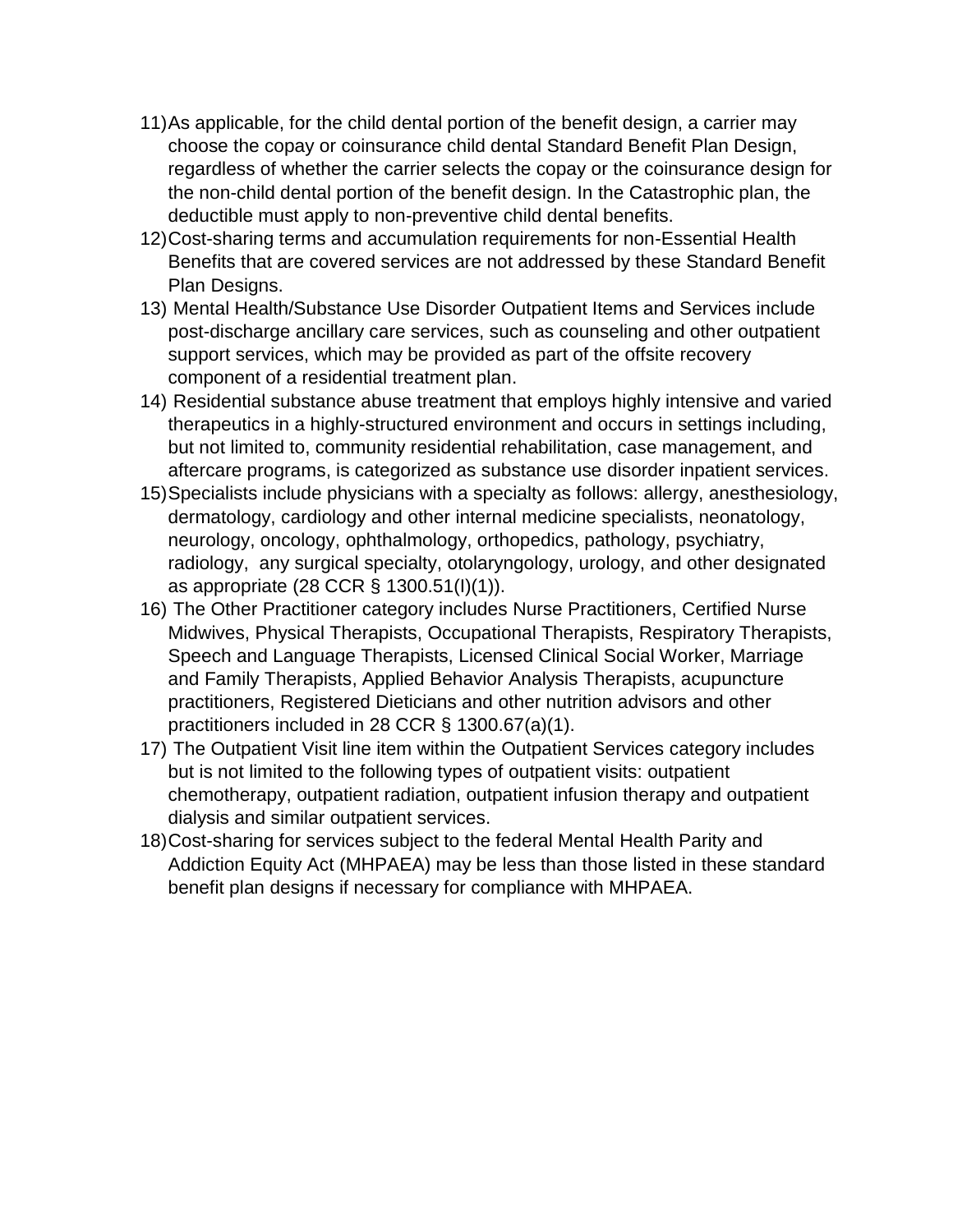11) As applicable, for the child dental portion of the benefit design, a carrier may choose the copay or coinsurance child dental Standard Benefit Plan Design, regardless of whether the carrier selects the copay or the coinsurance design for the non-child dental portion of the benefit design. In the Catastrophic plan, the deductible must apply to non-preventive child dental benefits.
12) Cost-sharing terms and accumulation requirements for non-Essential Health Benefits that are covered services are not addressed by these Standard Benefit Plan Designs.
13) Mental Health/Substance Use Disorder Outpatient Items and Services include post-discharge ancillary care services, such as counseling and other outpatient support services, which may be provided as part of the offsite recovery component of a residential treatment plan.
14) Residential substance abuse treatment that employs highly intensive and varied therapeutics in a highly-structured environment and occurs in settings including, but not limited to, community residential rehabilitation, case management, and aftercare programs, is categorized as substance use disorder inpatient services.
15) Specialists include physicians with a specialty as follows: allergy, anesthesiology, dermatology, cardiology and other internal medicine specialists, neonatology, neurology, oncology, ophthalmology, orthopedics, pathology, psychiatry, radiology, any surgical specialty, otolaryngology, urology, and other designated as appropriate (28 CCR § 1300.51(I)(1)).
16) The Other Practitioner category includes Nurse Practitioners, Certified Nurse Midwives, Physical Therapists, Occupational Therapists, Respiratory Therapists, Speech and Language Therapists, Licensed Clinical Social Worker, Marriage and Family Therapists, Applied Behavior Analysis Therapists, acupuncture practitioners, Registered Dieticians and other nutrition advisors and other practitioners included in 28 CCR § 1300.67(a)(1).
17) The Outpatient Visit line item within the Outpatient Services category includes but is not limited to the following types of outpatient visits: outpatient chemotherapy, outpatient radiation, outpatient infusion therapy and outpatient dialysis and similar outpatient services.
18) Cost-sharing for services subject to the federal Mental Health Parity and Addiction Equity Act (MHPAEA) may be less than those listed in these standard benefit plan designs if necessary for compliance with MHPAEA.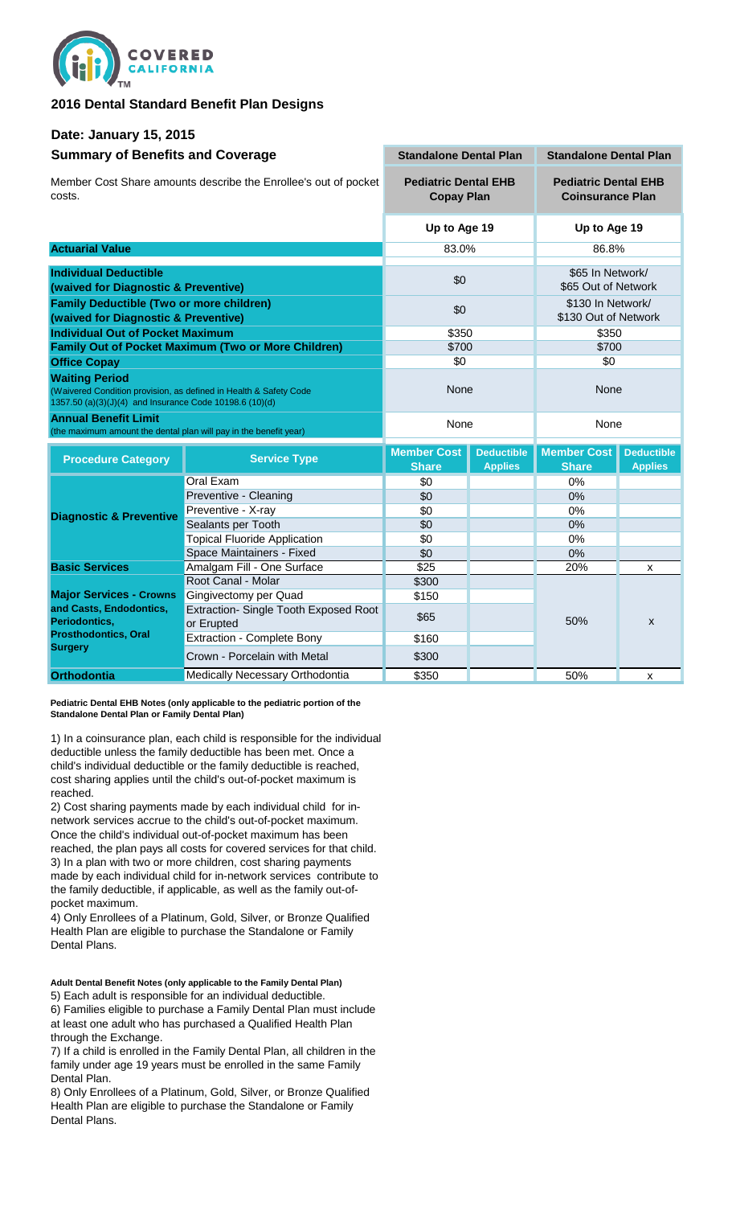COVERED CALIFORNIA™

## 2016 Dental Standard Benefit Plan Designs

### Date: January 15, 2015

### Summary of Benefits and Coverage

Member Cost Share amounts describe the Enrollee's out of pocket costs.

| | Standalone Dental Plan | Standalone Dental Plan |
|---|---|---|
| | Pediatric Dental EHB Copay Plan | Pediatric Dental EHB Coinsurance Plan |
| | Up to Age 19 | Up to Age 19 |
| **Actuarial Value** | 83.0% | 86.8% |
| **Individual Deductible (waived for Diagnostic & Preventive)** | $0 | $65 In Network/ $65 Out of Network |
| **Family Deductible (Two or more children) (waived for Diagnostic & Preventive)** | $0 | $130 In Network/ $130 Out of Network |
| **Individual Out of Pocket Maximum** | $350 | $350 |
| **Family Out of Pocket Maximum (Two or More Children)** | $700 | $700 |
| **Office Copay** | $0 | $0 |
| **Waiting Period** (Waivered Condition provision, as defined in Health & Safety Code 1357.50 (a)(3)(J)(4) and Insurance Code 10198.6 (10)(d) | None | None |
| **Annual Benefit Limit** (the maximum amount the dental plan will pay in the benefit year) | None | None |

| Procedure Category | Service Type | Member Cost Share | Deductible Applies | Member Cost Share | Deductible Applies |
|---|---|---|---|---|---|
| **Diagnostic & Preventive** | Oral Exam | $0 | | 0% | |
| | Preventive - Cleaning | $0 | | 0% | |
| | Preventive - X-ray | $0 | | 0% | |
| | Sealants per Tooth | $0 | | 0% | |
| | Topical Fluoride Application | $0 | | 0% | |
| | Space Maintainers - Fixed | $0 | | 0% | |
| **Basic Services** | Amalgam Fill - One Surface | $25 | | 20% | x |
| **Major Services - Crowns and Casts, Endodontics, Periodontics, Prosthodontics, Oral Surgery** | Root Canal - Molar | $300 | | 50% | x |
| | Gingivectomy per Quad | $150 | | | |
| | Extraction- Single Tooth Exposed Root or Erupted | $65 | | | |
| | Extraction - Complete Bony | $160 | | | |
| | Crown - Porcelain with Metal | $300 | | | |
| **Orthodontia** | Medically Necessary Orthodontia | $350 | | 50% | x |

**Pediatric Dental EHB Notes (only applicable to the pediatric portion of the Standalone Dental Plan or Family Dental Plan)**

1) In a coinsurance plan, each child is responsible for the individual deductible unless the family deductible has been met. Once a child's individual deductible or the family deductible is reached, cost sharing applies until the child's out-of-pocket maximum is reached.
2) Cost sharing payments made by each individual child for in-network services accrue to the child's out-of-pocket maximum. Once the child's individual out-of-pocket maximum has been reached, the plan pays all costs for covered services for that child.
3) In a plan with two or more children, cost sharing payments made by each individual child for in-network services contribute to the family deductible, if applicable, as well as the family out-of-pocket maximum.
4) Only Enrollees of a Platinum, Gold, Silver, or Bronze Qualified Health Plan are eligible to purchase the Standalone or Family Dental Plans.

**Adult Dental Benefit Notes (only applicable to the Family Dental Plan)**

5) Each adult is responsible for an individual deductible.
6) Families eligible to purchase a Family Dental Plan must include at least one adult who has purchased a Qualified Health Plan through the Exchange.
7) If a child is enrolled in the Family Dental Plan, all children in the family under age 19 years must be enrolled in the same Family Dental Plan.
8) Only Enrollees of a Platinum, Gold, Silver, or Bronze Qualified Health Plan are eligible to purchase the Standalone or Family Dental Plans.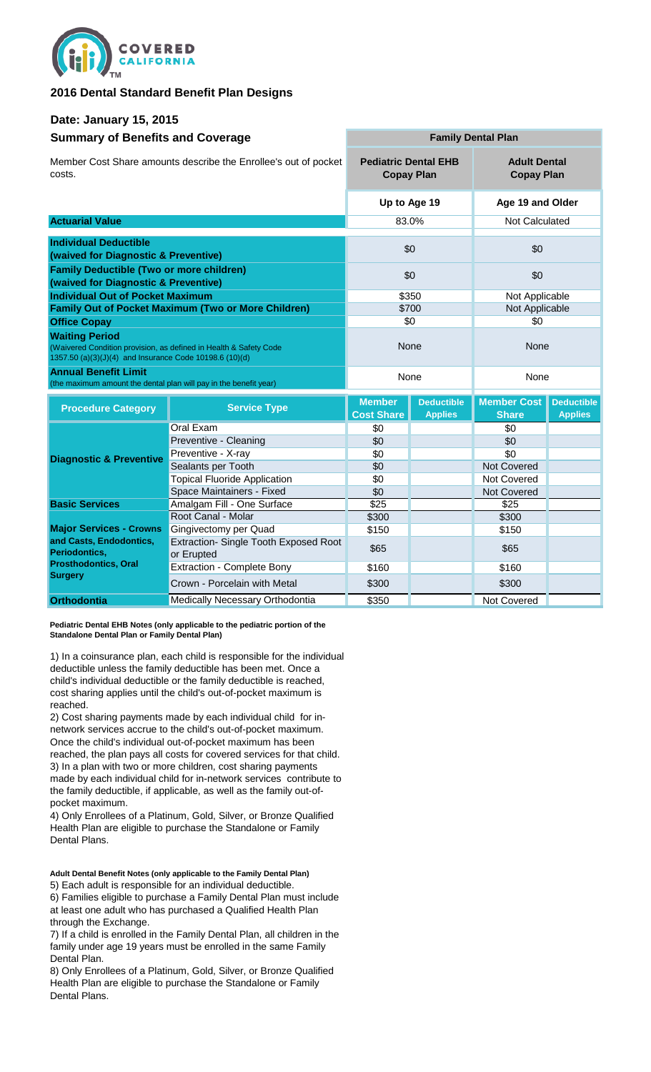COVERED CALIFORNIA™

## 2016 Dental Standard Benefit Plan Designs

### Date: January 15, 2015

### Summary of Benefits and Coverage

Member Cost Share amounts describe the Enrollee's out of pocket costs.

| | Family Dental Plan | |
|---|---|---|
| | **Pediatric Dental EHB Copay Plan** | **Adult Dental Copay Plan** |
| | **Up to Age 19** | **Age 19 and Older** |
| **Actuarial Value** | 83.0% | Not Calculated |
| **Individual Deductible (waived for Diagnostic & Preventive)** | $0 | $0 |
| **Family Deductible (Two or more children) (waived for Diagnostic & Preventive)** | $0 | $0 |
| **Individual Out of Pocket Maximum** | $350 | Not Applicable |
| **Family Out of Pocket Maximum (Two or More Children)** | $700 | Not Applicable |
| **Office Copay** | $0 | $0 |
| **Waiting Period** (Waivered Condition provision, as defined in Health & Safety Code 1357.50 (a)(3)(J)(4) and Insurance Code 10198.6 (10)(d) | None | None |
| **Annual Benefit Limit** (the maximum amount the dental plan will pay in the benefit year) | None | None |

| Procedure Category | Service Type | Member Cost Share | Deductible Applies | Member Cost Share | Deductible Applies |
|---|---|---|---|---|---|
| Diagnostic & Preventive | Oral Exam | $0 | | $0 | |
| | Preventive - Cleaning | $0 | | $0 | |
| | Preventive - X-ray | $0 | | $0 | |
| | Sealants per Tooth | $0 | | Not Covered | |
| | Topical Fluoride Application | $0 | | Not Covered | |
| | Space Maintainers - Fixed | $0 | | Not Covered | |
| Basic Services | Amalgam Fill - One Surface | $25 | | $25 | |
| Major Services - Crowns and Casts, Endodontics, Periodontics, Prosthodontics, Oral Surgery | Root Canal - Molar | $300 | | $300 | |
| | Gingivectomy per Quad | $150 | | $150 | |
| | Extraction- Single Tooth Exposed Root or Erupted | $65 | | $65 | |
| | Extraction - Complete Bony | $160 | | $160 | |
| | Crown - Porcelain with Metal | $300 | | $300 | |
| Orthodontia | Medically Necessary Orthodontia | $350 | | Not Covered | |

**Pediatric Dental EHB Notes (only applicable to the pediatric portion of the Standalone Dental Plan or Family Dental Plan)**

1) In a coinsurance plan, each child is responsible for the individual deductible unless the family deductible has been met. Once a child's individual deductible or the family deductible is reached, cost sharing applies until the child's out-of-pocket maximum is reached.
2) Cost sharing payments made by each individual child for in-network services accrue to the child's out-of-pocket maximum. Once the child's individual out-of-pocket maximum has been reached, the plan pays all costs for covered services for that child.
3) In a plan with two or more children, cost sharing payments made by each individual child for in-network services contribute to the family deductible, if applicable, as well as the family out-of-pocket maximum.
4) Only Enrollees of a Platinum, Gold, Silver, or Bronze Qualified Health Plan are eligible to purchase the Standalone or Family Dental Plans.

**Adult Dental Benefit Notes (only applicable to the Family Dental Plan)**

5) Each adult is responsible for an individual deductible.
6) Families eligible to purchase a Family Dental Plan must include at least one adult who has purchased a Qualified Health Plan through the Exchange.
7) If a child is enrolled in the Family Dental Plan, all children in the family under age 19 years must be enrolled in the same Family Dental Plan.
8) Only Enrollees of a Platinum, Gold, Silver, or Bronze Qualified Health Plan are eligible to purchase the Standalone or Family Dental Plans.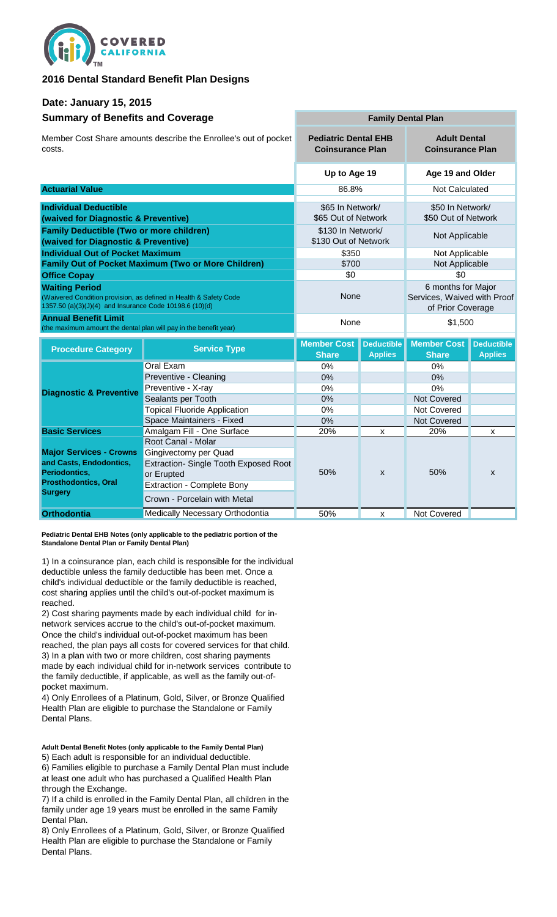COVERED CALIFORNIA™

## 2016 Dental Standard Benefit Plan Designs

### Date: January 15, 2015

### Summary of Benefits and Coverage

| | | Family Dental Plan | | | |
|---|---|---|---|---|---|
| Member Cost Share amounts describe the Enrollee's out of pocket costs. | | Pediatric Dental EHB Coinsurance Plan | | Adult Dental Coinsurance Plan | |
| | | Up to Age 19 | | Age 19 and Older | |
| **Actuarial Value** | | 86.8% | | Not Calculated | |
| **Individual Deductible (waived for Diagnostic & Preventive)** | | $65 In Network/ $65 Out of Network | | $50 In Network/ $50 Out of Network | |
| **Family Deductible (Two or more children) (waived for Diagnostic & Preventive)** | | $130 In Network/ $130 Out of Network | | Not Applicable | |
| **Individual Out of Pocket Maximum** | | $350 | | Not Applicable | |
| **Family Out of Pocket Maximum (Two or More Children)** | | $700 | | Not Applicable | |
| **Office Copay** | | $0 | | $0 | |
| **Waiting Period** (Waivered Condition provision, as defined in Health & Safety Code 1357.50 (a)(3)(J)(4) and Insurance Code 10198.6 (10)(d) | | None | | 6 months for Major Services, Waived with Proof of Prior Coverage | |
| **Annual Benefit Limit** (the maximum amount the dental plan will pay in the benefit year) | | None | | $1,500 | |
| **Procedure Category** | **Service Type** | **Member Cost Share** | **Deductible Applies** | **Member Cost Share** | **Deductible Applies** |
| **Diagnostic & Preventive** | Oral Exam | 0% | | 0% | |
| | Preventive - Cleaning | 0% | | 0% | |
| | Preventive - X-ray | 0% | | 0% | |
| | Sealants per Tooth | 0% | | Not Covered | |
| | Topical Fluoride Application | 0% | | Not Covered | |
| | Space Maintainers - Fixed | 0% | | Not Covered | |
| **Basic Services** | Amalgam Fill - One Surface | 20% | x | 20% | x |
| **Major Services - Crowns and Casts, Endodontics, Periodontics, Prosthodontics, Oral Surgery** | Root Canal - Molar | 50% | x | 50% | x |
| | Gingivectomy per Quad | | | | |
| | Extraction- Single Tooth Exposed Root or Erupted | | | | |
| | Extraction - Complete Bony | | | | |
| | Crown - Porcelain with Metal | | | | |
| **Orthodontia** | Medically Necessary Orthodontia | 50% | x | Not Covered | |

**Pediatric Dental EHB Notes (only applicable to the pediatric portion of the Standalone Dental Plan or Family Dental Plan)**

1) In a coinsurance plan, each child is responsible for the individual deductible unless the family deductible has been met. Once a child's individual deductible or the family deductible is reached, cost sharing applies until the child's out-of-pocket maximum is reached.
2) Cost sharing payments made by each individual child for in-network services accrue to the child's out-of-pocket maximum. Once the child's individual out-of-pocket maximum has been reached, the plan pays all costs for covered services for that child.
3) In a plan with two or more children, cost sharing payments made by each individual child for in-network services contribute to the family deductible, if applicable, as well as the family out-of-pocket maximum.
4) Only Enrollees of a Platinum, Gold, Silver, or Bronze Qualified Health Plan are eligible to purchase the Standalone or Family Dental Plans.

**Adult Dental Benefit Notes (only applicable to the Family Dental Plan)**

5) Each adult is responsible for an individual deductible.
6) Families eligible to purchase a Family Dental Plan must include at least one adult who has purchased a Qualified Health Plan through the Exchange.
7) If a child is enrolled in the Family Dental Plan, all children in the family under age 19 years must be enrolled in the same Family Dental Plan.
8) Only Enrollees of a Platinum, Gold, Silver, or Bronze Qualified Health Plan are eligible to purchase the Standalone or Family Dental Plans.